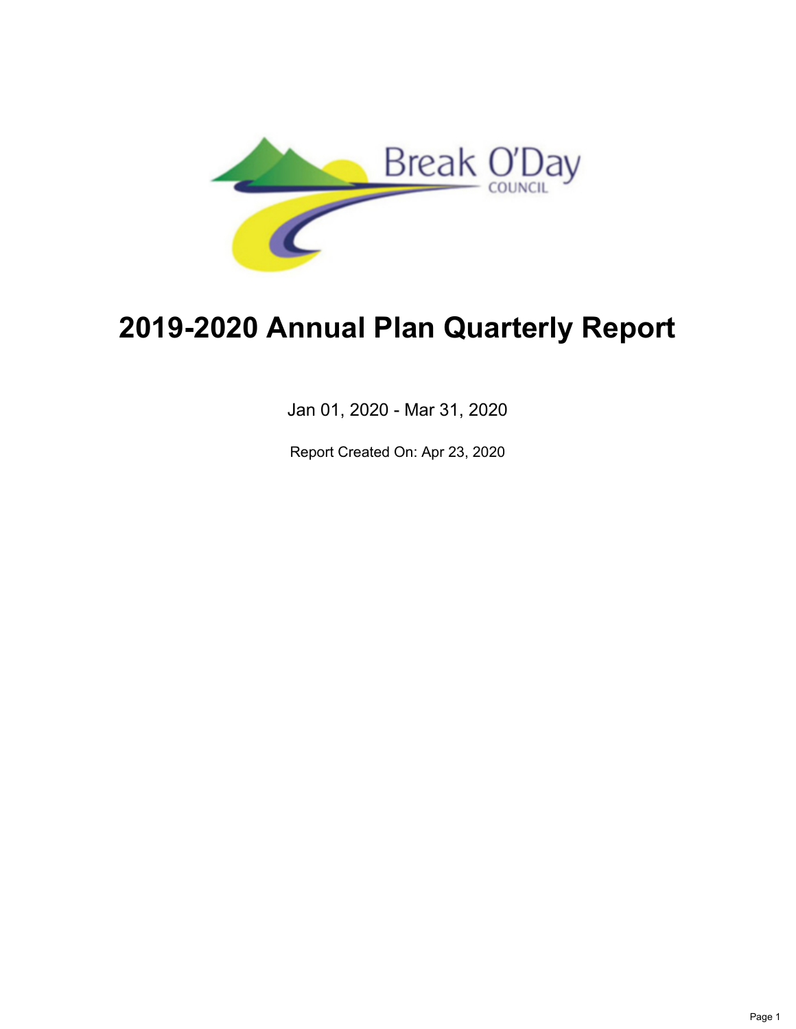Break O'Day
COUNCIL

# 2019-2020 Annual Plan Quarterly Report

Jan 01, 2020 - Mar 31, 2020

Report Created On: Apr 23, 2020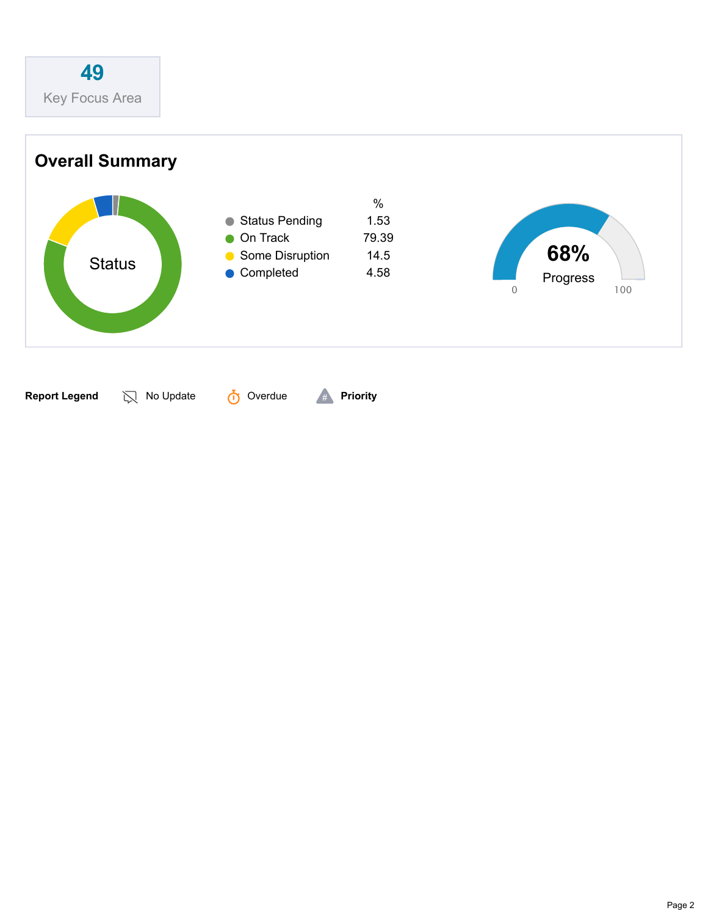**49**

Key Focus Area

## Overall Summary

Status

| | % |
|---|---|
| Status Pending | 1.53 |
| On Track | 79.39 |
| Some Disruption | 14.5 |
| Completed | 4.58 |

**68%**

Progress

0 100

**Report Legend** No Update Overdue **Priority**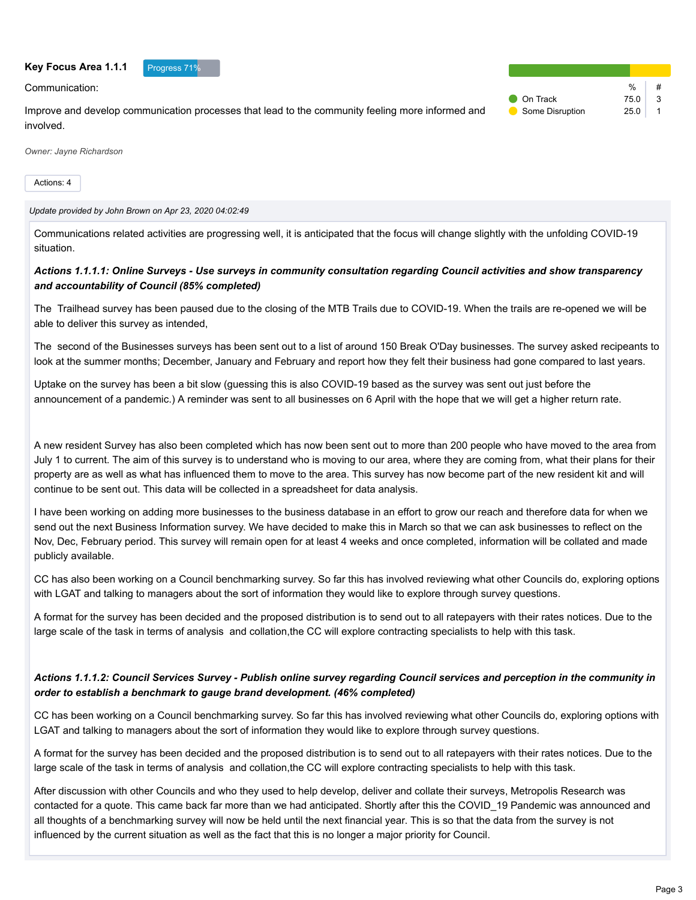### Key Focus Area 1.1.1

Progress 71%

Communication:

Improve and develop communication processes that lead to the community feeling more informed and involved.

| | % | # |
|---|---|---|
| On Track | 75.0 | 3 |
| Some Disruption | 25.0 | 1 |

*Owner: Jayne Richardson*

Actions: 4

*Update provided by John Brown on Apr 23, 2020 04:02:49*

Communications related activities are progressing well, it is anticipated that the focus will change slightly with the unfolding COVID-19 situation.

***Actions 1.1.1.1: Online Surveys - Use surveys in community consultation regarding Council activities and show transparency and accountability of Council (85% completed)***

The Trailhead survey has been paused due to the closing of the MTB Trails due to COVID-19. When the trails are re-opened we will be able to deliver this survey as intended,

The second of the Businesses surveys has been sent out to a list of around 150 Break O'Day businesses. The survey asked recipeants to look at the summer months; December, January and February and report how they felt their business had gone compared to last years.

Uptake on the survey has been a bit slow (guessing this is also COVID-19 based as the survey was sent out just before the announcement of a pandemic.) A reminder was sent to all businesses on 6 April with the hope that we will get a higher return rate.

A new resident Survey has also been completed which has now been sent out to more than 200 people who have moved to the area from July 1 to current. The aim of this survey is to understand who is moving to our area, where they are coming from, what their plans for their property are as well as what has influenced them to move to the area. This survey has now become part of the new resident kit and will continue to be sent out. This data will be collected in a spreadsheet for data analysis.

I have been working on adding more businesses to the business database in an effort to grow our reach and therefore data for when we send out the next Business Information survey. We have decided to make this in March so that we can ask businesses to reflect on the Nov, Dec, February period. This survey will remain open for at least 4 weeks and once completed, information will be collated and made publicly available.

CC has also been working on a Council benchmarking survey. So far this has involved reviewing what other Councils do, exploring options with LGAT and talking to managers about the sort of information they would like to explore through survey questions.

A format for the survey has been decided and the proposed distribution is to send out to all ratepayers with their rates notices. Due to the large scale of the task in terms of analysis and collation,the CC will explore contracting specialists to help with this task.

***Actions 1.1.1.2: Council Services Survey - Publish online survey regarding Council services and perception in the community in order to establish a benchmark to gauge brand development. (46% completed)***

CC has been working on a Council benchmarking survey. So far this has involved reviewing what other Councils do, exploring options with LGAT and talking to managers about the sort of information they would like to explore through survey questions.

A format for the survey has been decided and the proposed distribution is to send out to all ratepayers with their rates notices. Due to the large scale of the task in terms of analysis and collation,the CC will explore contracting specialists to help with this task.

After discussion with other Councils and who they used to help develop, deliver and collate their surveys, Metropolis Research was contacted for a quote. This came back far more than we had anticipated. Shortly after this the COVID_19 Pandemic was announced and all thoughts of a benchmarking survey will now be held until the next financial year. This is so that the data from the survey is not influenced by the current situation as well as the fact that this is no longer a major priority for Council.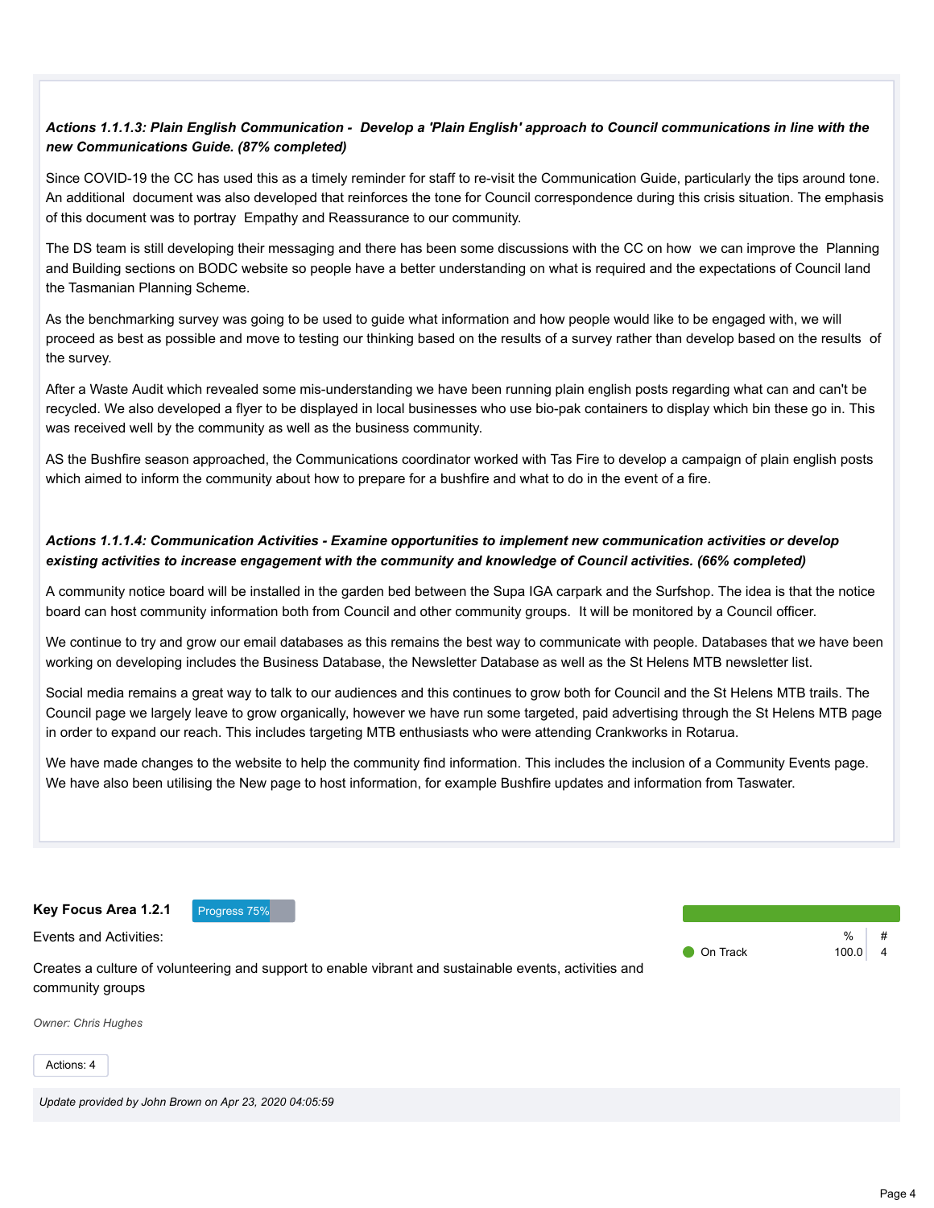***Actions 1.1.1.3: Plain English Communication -  Develop a 'Plain English' approach to Council communications in line with the new Communications Guide. (87% completed)***

Since COVID-19 the CC has used this as a timely reminder for staff to re-visit the Communication Guide, particularly the tips around tone. An additional  document was also developed that reinforces the tone for Council correspondence during this crisis situation. The emphasis of this document was to portray  Empathy and Reassurance to our community.

The DS team is still developing their messaging and there has been some discussions with the CC on how  we can improve the  Planning and Building sections on BODC website so people have a better understanding on what is required and the expectations of Council land the Tasmanian Planning Scheme.

As the benchmarking survey was going to be used to guide what information and how people would like to be engaged with, we will proceed as best as possible and move to testing our thinking based on the results of a survey rather than develop based on the results  of the survey.

After a Waste Audit which revealed some mis-understanding we have been running plain english posts regarding what can and can't be recycled. We also developed a flyer to be displayed in local businesses who use bio-pak containers to display which bin these go in. This was received well by the community as well as the business community.

AS the Bushfire season approached, the Communications coordinator worked with Tas Fire to develop a campaign of plain english posts which aimed to inform the community about how to prepare for a bushfire and what to do in the event of a fire.

***Actions 1.1.1.4: Communication Activities - Examine opportunities to implement new communication activities or develop existing activities to increase engagement with the community and knowledge of Council activities. (66% completed)***

A community notice board will be installed in the garden bed between the Supa IGA carpark and the Surfshop. The idea is that the notice board can host community information both from Council and other community groups.  It will be monitored by a Council officer.

We continue to try and grow our email databases as this remains the best way to communicate with people. Databases that we have been working on developing includes the Business Database, the Newsletter Database as well as the St Helens MTB newsletter list.

Social media remains a great way to talk to our audiences and this continues to grow both for Council and the St Helens MTB trails. The Council page we largely leave to grow organically, however we have run some targeted, paid advertising through the St Helens MTB page in order to expand our reach. This includes targeting MTB enthusiasts who were attending Crankworks in Rotarua.

We have made changes to the website to help the community find information. This includes the inclusion of a Community Events page. We have also been utilising the New page to host information, for example Bushfire updates and information from Taswater.

**Key Focus Area 1.2.1** Progress 75%

Events and Activities:

Creates a culture of volunteering and support to enable vibrant and sustainable events, activities and community groups

| | % | # |
|---|---|---|
| On Track | 100.0 | 4 |

*Owner: Chris Hughes*

Actions: 4

*Update provided by John Brown on Apr 23, 2020 04:05:59*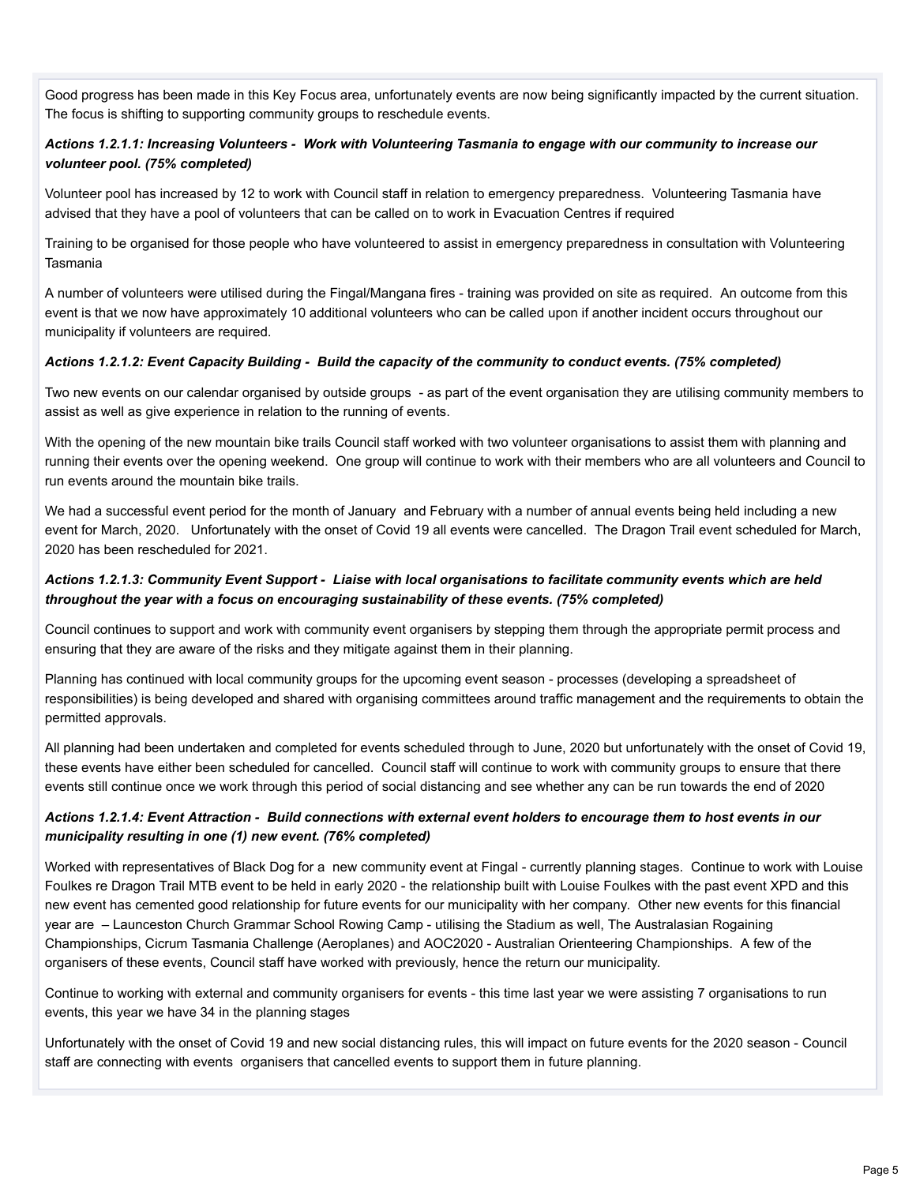Good progress has been made in this Key Focus area, unfortunately events are now being significantly impacted by the current situation. The focus is shifting to supporting community groups to reschedule events.

***Actions 1.2.1.1: Increasing Volunteers - Work with Volunteering Tasmania to engage with our community to increase our volunteer pool. (75% completed)***

Volunteer pool has increased by 12 to work with Council staff in relation to emergency preparedness. Volunteering Tasmania have advised that they have a pool of volunteers that can be called on to work in Evacuation Centres if required

Training to be organised for those people who have volunteered to assist in emergency preparedness in consultation with Volunteering Tasmania

A number of volunteers were utilised during the Fingal/Mangana fires - training was provided on site as required. An outcome from this event is that we now have approximately 10 additional volunteers who can be called upon if another incident occurs throughout our municipality if volunteers are required.

***Actions 1.2.1.2: Event Capacity Building - Build the capacity of the community to conduct events. (75% completed)***

Two new events on our calendar organised by outside groups - as part of the event organisation they are utilising community members to assist as well as give experience in relation to the running of events.

With the opening of the new mountain bike trails Council staff worked with two volunteer organisations to assist them with planning and running their events over the opening weekend. One group will continue to work with their members who are all volunteers and Council to run events around the mountain bike trails.

We had a successful event period for the month of January and February with a number of annual events being held including a new event for March, 2020. Unfortunately with the onset of Covid 19 all events were cancelled. The Dragon Trail event scheduled for March, 2020 has been rescheduled for 2021.

***Actions 1.2.1.3: Community Event Support - Liaise with local organisations to facilitate community events which are held throughout the year with a focus on encouraging sustainability of these events. (75% completed)***

Council continues to support and work with community event organisers by stepping them through the appropriate permit process and ensuring that they are aware of the risks and they mitigate against them in their planning.

Planning has continued with local community groups for the upcoming event season - processes (developing a spreadsheet of responsibilities) is being developed and shared with organising committees around traffic management and the requirements to obtain the permitted approvals.

All planning had been undertaken and completed for events scheduled through to June, 2020 but unfortunately with the onset of Covid 19, these events have either been scheduled for cancelled. Council staff will continue to work with community groups to ensure that there events still continue once we work through this period of social distancing and see whether any can be run towards the end of 2020

***Actions 1.2.1.4: Event Attraction - Build connections with external event holders to encourage them to host events in our municipality resulting in one (1) new event. (76% completed)***

Worked with representatives of Black Dog for a new community event at Fingal - currently planning stages. Continue to work with Louise Foulkes re Dragon Trail MTB event to be held in early 2020 - the relationship built with Louise Foulkes with the past event XPD and this new event has cemented good relationship for future events for our municipality with her company. Other new events for this financial year are – Launceston Church Grammar School Rowing Camp - utilising the Stadium as well, The Australasian Rogaining Championships, Cicrum Tasmania Challenge (Aeroplanes) and AOC2020 - Australian Orienteering Championships. A few of the organisers of these events, Council staff have worked with previously, hence the return our municipality.

Continue to working with external and community organisers for events - this time last year we were assisting 7 organisations to run events, this year we have 34 in the planning stages

Unfortunately with the onset of Covid 19 and new social distancing rules, this will impact on future events for the 2020 season - Council staff are connecting with events organisers that cancelled events to support them in future planning.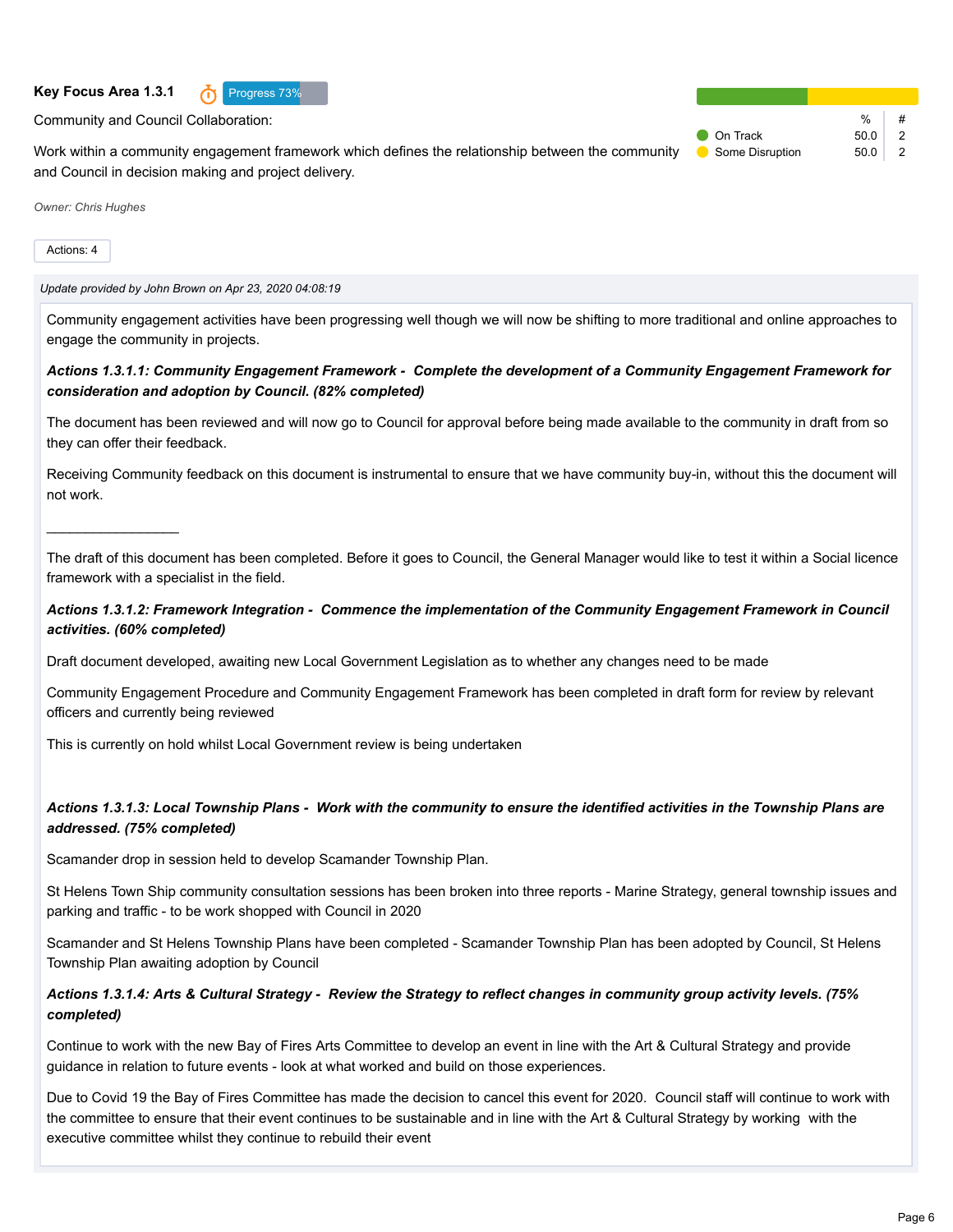**Key Focus Area 1.3.1** Progress 73%

Community and Council Collaboration:

Work within a community engagement framework which defines the relationship between the community and Council in decision making and project delivery.

| | % | # |
|---|---|---|
| On Track | 50.0 | 2 |
| Some Disruption | 50.0 | 2 |

*Owner: Chris Hughes*

Actions: 4

*Update provided by John Brown on Apr 23, 2020 04:08:19*

Community engagement activities have been progressing well though we will now be shifting to more traditional and online approaches to engage the community in projects.

***Actions 1.3.1.1: Community Engagement Framework - Complete the development of a Community Engagement Framework for consideration and adoption by Council. (82% completed)***

The document has been reviewed and will now go to Council for approval before being made available to the community in draft from so they can offer their feedback.

Receiving Community feedback on this document is instrumental to ensure that we have community buy-in, without this the document will not work.

\_\_\_\_\_\_\_\_\_\_\_\_\_\_\_\_\_\_

The draft of this document has been completed. Before it goes to Council, the General Manager would like to test it within a Social licence framework with a specialist in the field.

***Actions 1.3.1.2: Framework Integration - Commence the implementation of the Community Engagement Framework in Council activities. (60% completed)***

Draft document developed, awaiting new Local Government Legislation as to whether any changes need to be made

Community Engagement Procedure and Community Engagement Framework has been completed in draft form for review by relevant officers and currently being reviewed

This is currently on hold whilst Local Government review is being undertaken

***Actions 1.3.1.3: Local Township Plans - Work with the community to ensure the identified activities in the Township Plans are addressed. (75% completed)***

Scamander drop in session held to develop Scamander Township Plan.

St Helens Town Ship community consultation sessions has been broken into three reports - Marine Strategy, general township issues and parking and traffic - to be work shopped with Council in 2020

Scamander and St Helens Township Plans have been completed - Scamander Township Plan has been adopted by Council, St Helens Township Plan awaiting adoption by Council

***Actions 1.3.1.4: Arts & Cultural Strategy - Review the Strategy to reflect changes in community group activity levels. (75% completed)***

Continue to work with the new Bay of Fires Arts Committee to develop an event in line with the Art & Cultural Strategy and provide guidance in relation to future events - look at what worked and build on those experiences.

Due to Covid 19 the Bay of Fires Committee has made the decision to cancel this event for 2020. Council staff will continue to work with the committee to ensure that their event continues to be sustainable and in line with the Art & Cultural Strategy by working with the executive committee whilst they continue to rebuild their event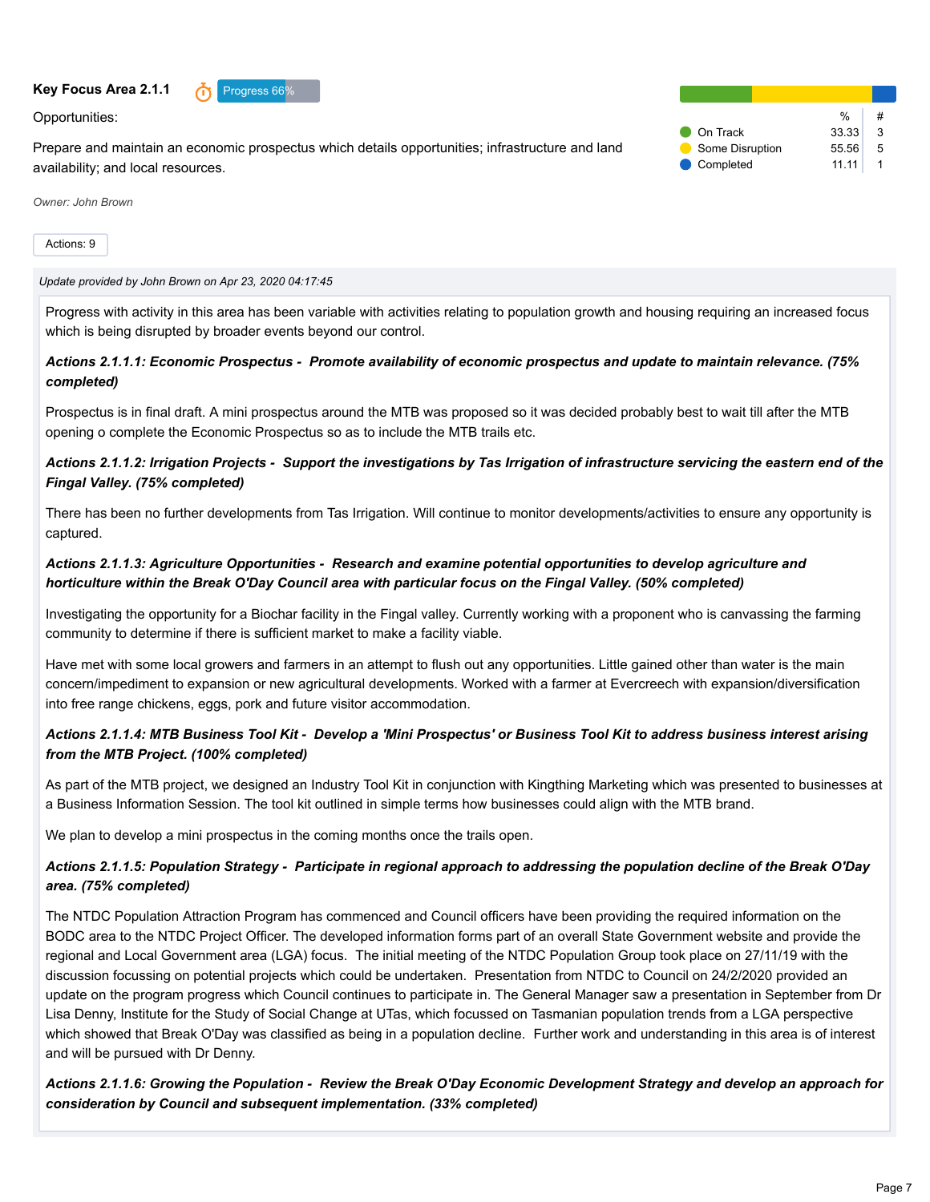**Key Focus Area 2.1.1** Progress 66%

Opportunities:

Prepare and maintain an economic prospectus which details opportunities; infrastructure and land availability; and local resources.

| | % | # |
|---|---|---|
| On Track | 33.33 | 3 |
| Some Disruption | 55.56 | 5 |
| Completed | 11.11 | 1 |

*Owner: John Brown*

Actions: 9

*Update provided by John Brown on Apr 23, 2020 04:17:45*

Progress with activity in this area has been variable with activities relating to population growth and housing requiring an increased focus which is being disrupted by broader events beyond our control.

***Actions 2.1.1.1: Economic Prospectus - Promote availability of economic prospectus and update to maintain relevance. (75% completed)***

Prospectus is in final draft. A mini prospectus around the MTB was proposed so it was decided probably best to wait till after the MTB opening o complete the Economic Prospectus so as to include the MTB trails etc.

***Actions 2.1.1.2: Irrigation Projects - Support the investigations by Tas Irrigation of infrastructure servicing the eastern end of the Fingal Valley. (75% completed)***

There has been no further developments from Tas Irrigation. Will continue to monitor developments/activities to ensure any opportunity is captured.

***Actions 2.1.1.3: Agriculture Opportunities - Research and examine potential opportunities to develop agriculture and horticulture within the Break O'Day Council area with particular focus on the Fingal Valley. (50% completed)***

Investigating the opportunity for a Biochar facility in the Fingal valley. Currently working with a proponent who is canvassing the farming community to determine if there is sufficient market to make a facility viable.

Have met with some local growers and farmers in an attempt to flush out any opportunities. Little gained other than water is the main concern/impediment to expansion or new agricultural developments. Worked with a farmer at Evercreech with expansion/diversification into free range chickens, eggs, pork and future visitor accommodation.

***Actions 2.1.1.4: MTB Business Tool Kit - Develop a 'Mini Prospectus' or Business Tool Kit to address business interest arising from the MTB Project. (100% completed)***

As part of the MTB project, we designed an Industry Tool Kit in conjunction with Kingthing Marketing which was presented to businesses at a Business Information Session. The tool kit outlined in simple terms how businesses could align with the MTB brand.

We plan to develop a mini prospectus in the coming months once the trails open.

***Actions 2.1.1.5: Population Strategy - Participate in regional approach to addressing the population decline of the Break O'Day area. (75% completed)***

The NTDC Population Attraction Program has commenced and Council officers have been providing the required information on the BODC area to the NTDC Project Officer. The developed information forms part of an overall State Government website and provide the regional and Local Government area (LGA) focus. The initial meeting of the NTDC Population Group took place on 27/11/19 with the discussion focussing on potential projects which could be undertaken. Presentation from NTDC to Council on 24/2/2020 provided an update on the program progress which Council continues to participate in. The General Manager saw a presentation in September from Dr Lisa Denny, Institute for the Study of Social Change at UTas, which focussed on Tasmanian population trends from a LGA perspective which showed that Break O'Day was classified as being in a population decline. Further work and understanding in this area is of interest and will be pursued with Dr Denny.

***Actions 2.1.1.6: Growing the Population - Review the Break O'Day Economic Development Strategy and develop an approach for consideration by Council and subsequent implementation. (33% completed)***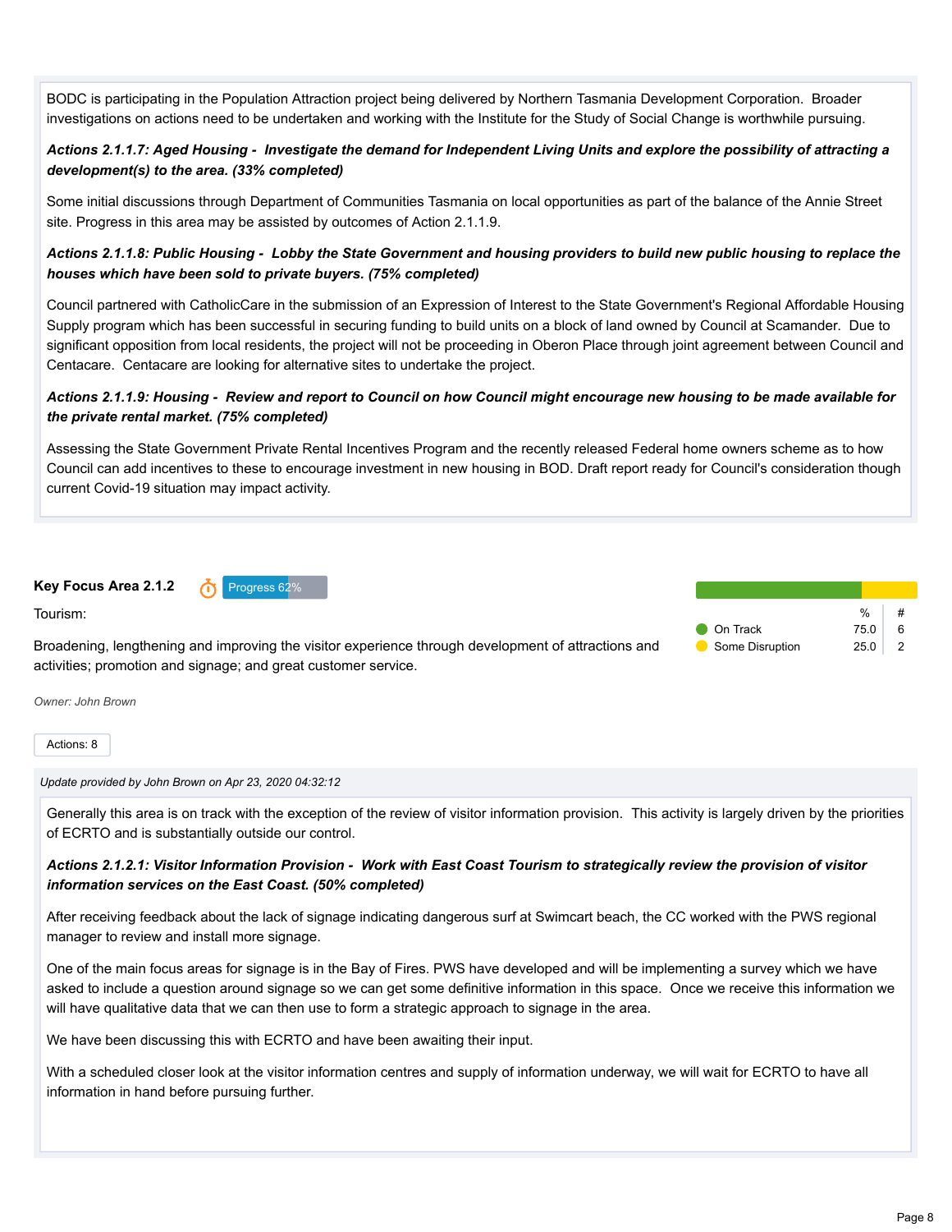BODC is participating in the Population Attraction project being delivered by Northern Tasmania Development Corporation. Broader investigations on actions need to be undertaken and working with the Institute for the Study of Social Change is worthwhile pursuing.

***Actions 2.1.1.7: Aged Housing - Investigate the demand for Independent Living Units and explore the possibility of attracting a development(s) to the area. (33% completed)***

Some initial discussions through Department of Communities Tasmania on local opportunities as part of the balance of the Annie Street site. Progress in this area may be assisted by outcomes of Action 2.1.1.9.

***Actions 2.1.1.8: Public Housing - Lobby the State Government and housing providers to build new public housing to replace the houses which have been sold to private buyers. (75% completed)***

Council partnered with CatholicCare in the submission of an Expression of Interest to the State Government's Regional Affordable Housing Supply program which has been successful in securing funding to build units on a block of land owned by Council at Scamander. Due to significant opposition from local residents, the project will not be proceeding in Oberon Place through joint agreement between Council and Centacare. Centacare are looking for alternative sites to undertake the project.

***Actions 2.1.1.9: Housing - Review and report to Council on how Council might encourage new housing to be made available for the private rental market. (75% completed)***

Assessing the State Government Private Rental Incentives Program and the recently released Federal home owners scheme as to how Council can add incentives to these to encourage investment in new housing in BOD. Draft report ready for Council's consideration though current Covid-19 situation may impact activity.

**Key Focus Area 2.1.2** Progress 62%

Tourism:

Broadening, lengthening and improving the visitor experience through development of attractions and activities; promotion and signage; and great customer service.

| | % | # |
|---|---|---|
| On Track | 75.0 | 6 |
| Some Disruption | 25.0 | 2 |

*Owner: John Brown*

Actions: 8

*Update provided by John Brown on Apr 23, 2020 04:32:12*

Generally this area is on track with the exception of the review of visitor information provision. This activity is largely driven by the priorities of ECRTO and is substantially outside our control.

***Actions 2.1.2.1: Visitor Information Provision - Work with East Coast Tourism to strategically review the provision of visitor information services on the East Coast. (50% completed)***

After receiving feedback about the lack of signage indicating dangerous surf at Swimcart beach, the CC worked with the PWS regional manager to review and install more signage.

One of the main focus areas for signage is in the Bay of Fires. PWS have developed and will be implementing a survey which we have asked to include a question around signage so we can get some definitive information in this space. Once we receive this information we will have qualitative data that we can then use to form a strategic approach to signage in the area.

We have been discussing this with ECRTO and have been awaiting their input.

With a scheduled closer look at the visitor information centres and supply of information underway, we will wait for ECRTO to have all information in hand before pursuing further.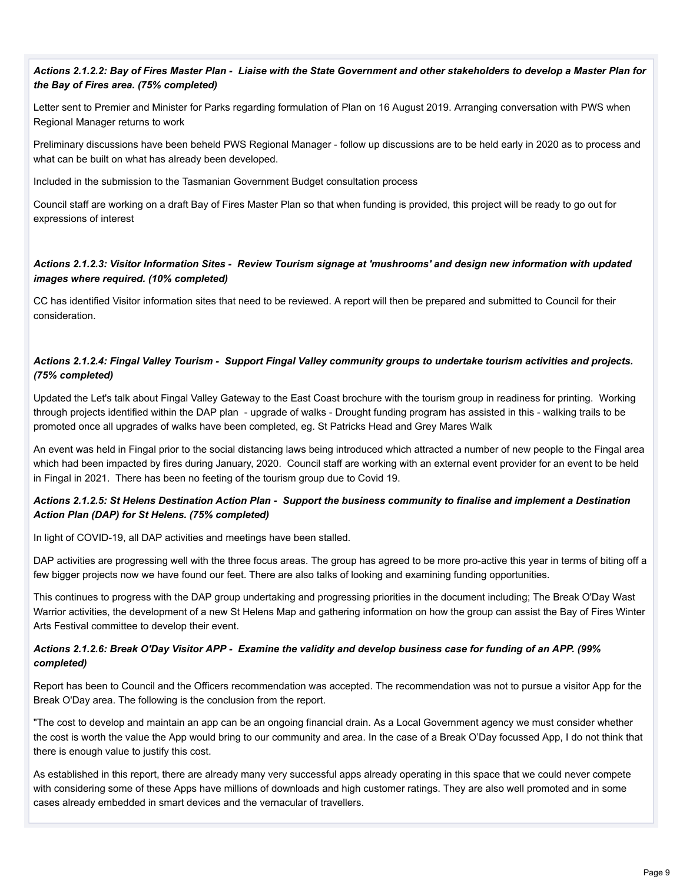***Actions 2.1.2.2: Bay of Fires Master Plan - Liaise with the State Government and other stakeholders to develop a Master Plan for the Bay of Fires area. (75% completed)***

Letter sent to Premier and Minister for Parks regarding formulation of Plan on 16 August 2019. Arranging conversation with PWS when Regional Manager returns to work

Preliminary discussions have been beheld PWS Regional Manager - follow up discussions are to be held early in 2020 as to process and what can be built on what has already been developed.

Included in the submission to the Tasmanian Government Budget consultation process

Council staff are working on a draft Bay of Fires Master Plan so that when funding is provided, this project will be ready to go out for expressions of interest

***Actions 2.1.2.3: Visitor Information Sites - Review Tourism signage at 'mushrooms' and design new information with updated images where required. (10% completed)***

CC has identified Visitor information sites that need to be reviewed. A report will then be prepared and submitted to Council for their consideration.

***Actions 2.1.2.4: Fingal Valley Tourism - Support Fingal Valley community groups to undertake tourism activities and projects. (75% completed)***

Updated the Let's talk about Fingal Valley Gateway to the East Coast brochure with the tourism group in readiness for printing. Working through projects identified within the DAP plan - upgrade of walks - Drought funding program has assisted in this - walking trails to be promoted once all upgrades of walks have been completed, eg. St Patricks Head and Grey Mares Walk

An event was held in Fingal prior to the social distancing laws being introduced which attracted a number of new people to the Fingal area which had been impacted by fires during January, 2020. Council staff are working with an external event provider for an event to be held in Fingal in 2021. There has been no feeting of the tourism group due to Covid 19.

***Actions 2.1.2.5: St Helens Destination Action Plan - Support the business community to finalise and implement a Destination Action Plan (DAP) for St Helens. (75% completed)***

In light of COVID-19, all DAP activities and meetings have been stalled.

DAP activities are progressing well with the three focus areas. The group has agreed to be more pro-active this year in terms of biting off a few bigger projects now we have found our feet. There are also talks of looking and examining funding opportunities.

This continues to progress with the DAP group undertaking and progressing priorities in the document including; The Break O'Day Wast Warrior activities, the development of a new St Helens Map and gathering information on how the group can assist the Bay of Fires Winter Arts Festival committee to develop their event.

***Actions 2.1.2.6: Break O'Day Visitor APP - Examine the validity and develop business case for funding of an APP. (99% completed)***

Report has been to Council and the Officers recommendation was accepted. The recommendation was not to pursue a visitor App for the Break O'Day area. The following is the conclusion from the report.

"The cost to develop and maintain an app can be an ongoing financial drain. As a Local Government agency we must consider whether the cost is worth the value the App would bring to our community and area. In the case of a Break O'Day focussed App, I do not think that there is enough value to justify this cost.

As established in this report, there are already many very successful apps already operating in this space that we could never compete with considering some of these Apps have millions of downloads and high customer ratings. They are also well promoted and in some cases already embedded in smart devices and the vernacular of travellers.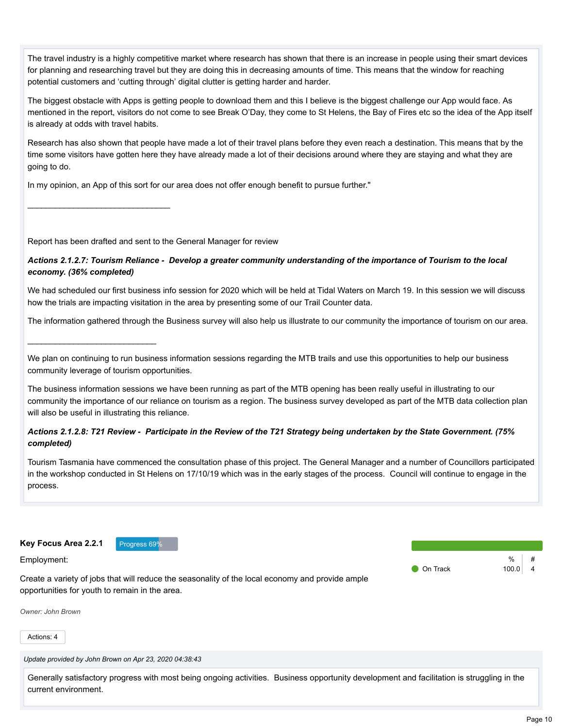The travel industry is a highly competitive market where research has shown that there is an increase in people using their smart devices for planning and researching travel but they are doing this in decreasing amounts of time. This means that the window for reaching potential customers and 'cutting through' digital clutter is getting harder and harder.

The biggest obstacle with Apps is getting people to download them and this I believe is the biggest challenge our App would face. As mentioned in the report, visitors do not come to see Break O'Day, they come to St Helens, the Bay of Fires etc so the idea of the App itself is already at odds with travel habits.

Research has also shown that people have made a lot of their travel plans before they even reach a destination. This means that by the time some visitors have gotten here they have already made a lot of their decisions around where they are staying and what they are going to do.

In my opinion, an App of this sort for our area does not offer enough benefit to pursue further."

________________________________

Report has been drafted and sent to the General Manager for review

***Actions 2.1.2.7: Tourism Reliance - Develop a greater community understanding of the importance of Tourism to the local economy. (36% completed)***

We had scheduled our first business info session for 2020 which will be held at Tidal Waters on March 19. In this session we will discuss how the trials are impacting visitation in the area by presenting some of our Trail Counter data.

The information gathered through the Business survey will also help us illustrate to our community the importance of tourism on our area.

_____________________________

We plan on continuing to run business information sessions regarding the MTB trails and use this opportunities to help our business community leverage of tourism opportunities.

The business information sessions we have been running as part of the MTB opening has been really useful in illustrating to our community the importance of our reliance on tourism as a region. The business survey developed as part of the MTB data collection plan will also be useful in illustrating this reliance.

***Actions 2.1.2.8: T21 Review - Participate in the Review of the T21 Strategy being undertaken by the State Government. (75% completed)***

Tourism Tasmania have commenced the consultation phase of this project. The General Manager and a number of Councillors participated in the workshop conducted in St Helens on 17/10/19 which was in the early stages of the process. Council will continue to engage in the process.

**Key Focus Area 2.2.1** Progress 69%

Employment:

Create a variety of jobs that will reduce the seasonality of the local economy and provide ample opportunities for youth to remain in the area.

| | % | # |
|---|---|---|
| On Track | 100.0 | 4 |

*Owner: John Brown*

Actions: 4

*Update provided by John Brown on Apr 23, 2020 04:38:43*

Generally satisfactory progress with most being ongoing activities. Business opportunity development and facilitation is struggling in the current environment.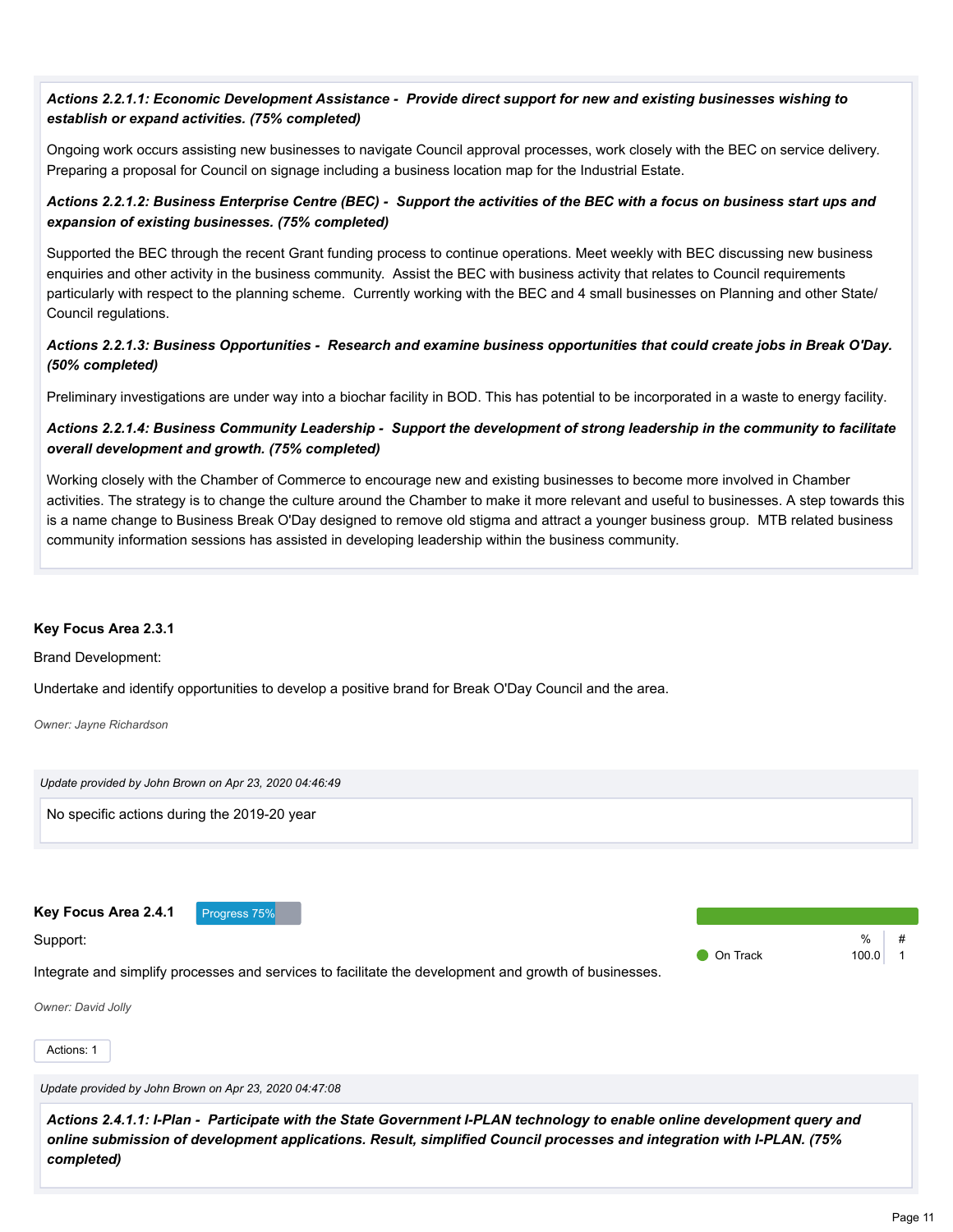***Actions 2.2.1.1: Economic Development Assistance - Provide direct support for new and existing businesses wishing to establish or expand activities. (75% completed)***

Ongoing work occurs assisting new businesses to navigate Council approval processes, work closely with the BEC on service delivery. Preparing a proposal for Council on signage including a business location map for the Industrial Estate.

***Actions 2.2.1.2: Business Enterprise Centre (BEC) - Support the activities of the BEC with a focus on business start ups and expansion of existing businesses. (75% completed)***

Supported the BEC through the recent Grant funding process to continue operations. Meet weekly with BEC discussing new business enquiries and other activity in the business community. Assist the BEC with business activity that relates to Council requirements particularly with respect to the planning scheme. Currently working with the BEC and 4 small businesses on Planning and other State/ Council regulations.

***Actions 2.2.1.3: Business Opportunities - Research and examine business opportunities that could create jobs in Break O'Day. (50% completed)***

Preliminary investigations are under way into a biochar facility in BOD. This has potential to be incorporated in a waste to energy facility.

***Actions 2.2.1.4: Business Community Leadership - Support the development of strong leadership in the community to facilitate overall development and growth. (75% completed)***

Working closely with the Chamber of Commerce to encourage new and existing businesses to become more involved in Chamber activities. The strategy is to change the culture around the Chamber to make it more relevant and useful to businesses. A step towards this is a name change to Business Break O'Day designed to remove old stigma and attract a younger business group. MTB related business community information sessions has assisted in developing leadership within the business community.

**Key Focus Area 2.3.1**

Brand Development:

Undertake and identify opportunities to develop a positive brand for Break O'Day Council and the area.

*Owner: Jayne Richardson*

*Update provided by John Brown on Apr 23, 2020 04:46:49*

No specific actions during the 2019-20 year

**Key Focus Area 2.4.1** Progress 75%

Support:

Integrate and simplify processes and services to facilitate the development and growth of businesses.

| | % | # |
|---|---|---|
| On Track | 100.0 | 1 |

*Owner: David Jolly*

Actions: 1

*Update provided by John Brown on Apr 23, 2020 04:47:08*

***Actions 2.4.1.1: I-Plan - Participate with the State Government I-PLAN technology to enable online development query and online submission of development applications. Result, simplified Council processes and integration with I-PLAN. (75% completed)***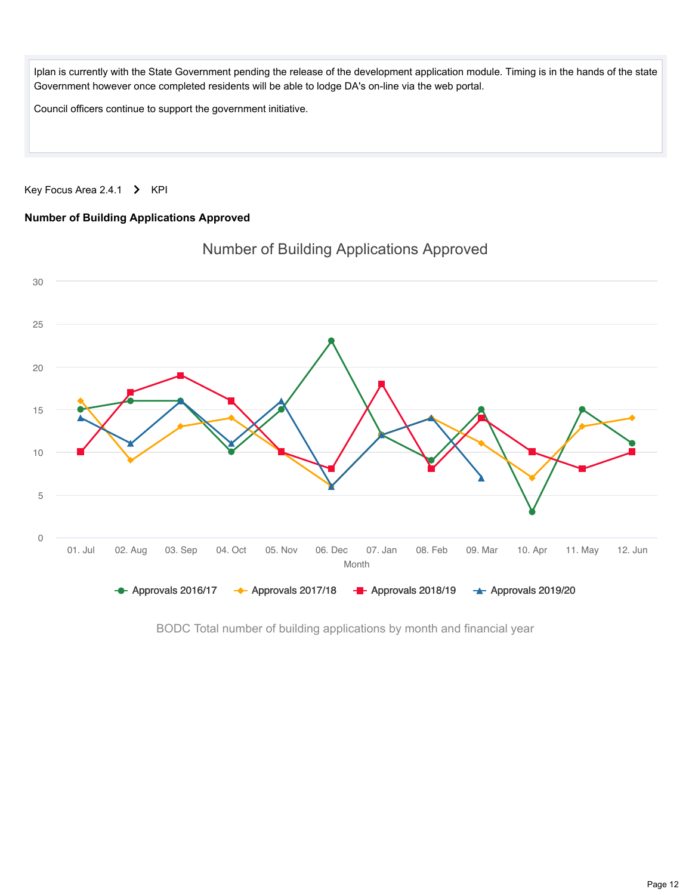Iplan is currently with the State Government pending the release of the development application module. Timing is in the hands of the state Government however once completed residents will be able to lodge DA's on-line via the web portal.

Council officers continue to support the government initiative.

Key Focus Area 2.4.1 > KPI

**Number of Building Applications Approved**

Number of Building Applications Approved

| Month | Approvals 2016/17 | Approvals 2017/18 | Approvals 2018/19 | Approvals 2019/20 |
|---|---|---|---|---|
| 01. Jul | 15 | 16 | 10 | 14 |
| 02. Aug | 16 | 9 | 17 | 11 |
| 03. Sep | 16 | 13 | 19 | 16 |
| 04. Oct | 10 | 14 | 16 | 11 |
| 05. Nov | 15 | 10 | 10 | 16 |
| 06. Dec | 23 | 6 | 8 | 6 |
| 07. Jan | 12 | 12 | 18 | 12 |
| 08. Feb | 9 | 14 | 8 | 14 |
| 09. Mar | 15 | 11 | 14 | 7 |
| 10. Apr | 3 | 7 | 10 | |
| 11. May | 15 | 13 | 8 | |
| 12. Jun | 11 | 14 | 10 | |

BODC Total number of building applications by month and financial year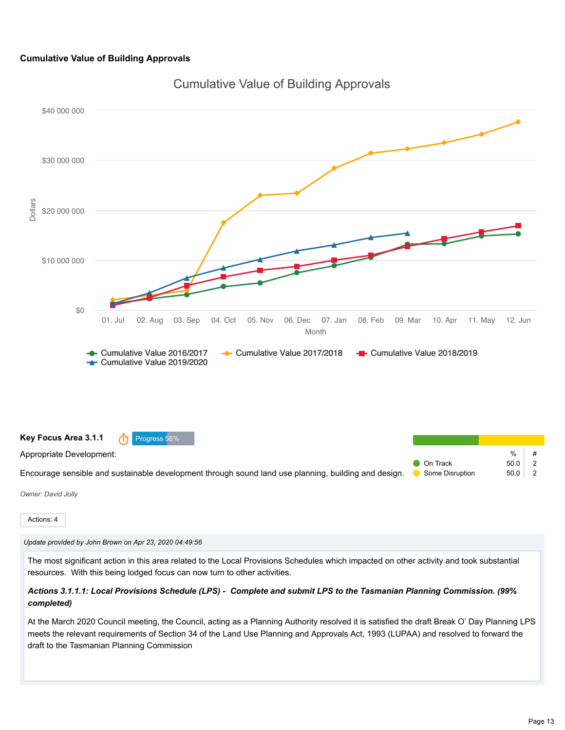### Cumulative Value of Building Approvals

Cumulative Value of Building Approvals

Dollars: $40 000 000, $30 000 000, $20 000 000, $10 000 000, $0

Month: 01. Jul, 02. Aug, 03. Sep, 04. Oct, 05. Nov, 06. Dec, 07. Jan, 08. Feb, 09. Mar, 10. Apr, 11. May, 12. Jun

Cumulative Value 2016/2017 · Cumulative Value 2017/2018 · Cumulative Value 2018/2019 · Cumulative Value 2019/2020

**Key Focus Area 3.1.1** Progress 56%

Appropriate Development:

Encourage sensible and sustainable development through sound land use planning, building and design.

| | % | # |
|---|---|---|
| On Track | 50.0 | 2 |
| Some Disruption | 50.0 | 2 |

*Owner: David Jolly*

Actions: 4

*Update provided by John Brown on Apr 23, 2020 04:49:56*

The most significant action in this area related to the Local Provisions Schedules which impacted on other activity and took substantial resources. With this being lodged focus can now turn to other activities.

***Actions 3.1.1.1: Local Provisions Schedule (LPS) - Complete and submit LPS to the Tasmanian Planning Commission. (99% completed)***

At the March 2020 Council meeting, the Council, acting as a Planning Authority resolved it is satisfied the draft Break O' Day Planning LPS meets the relevant requirements of Section 34 of the Land Use Planning and Approvals Act, 1993 (LUPAA) and resolved to forward the draft to the Tasmanian Planning Commission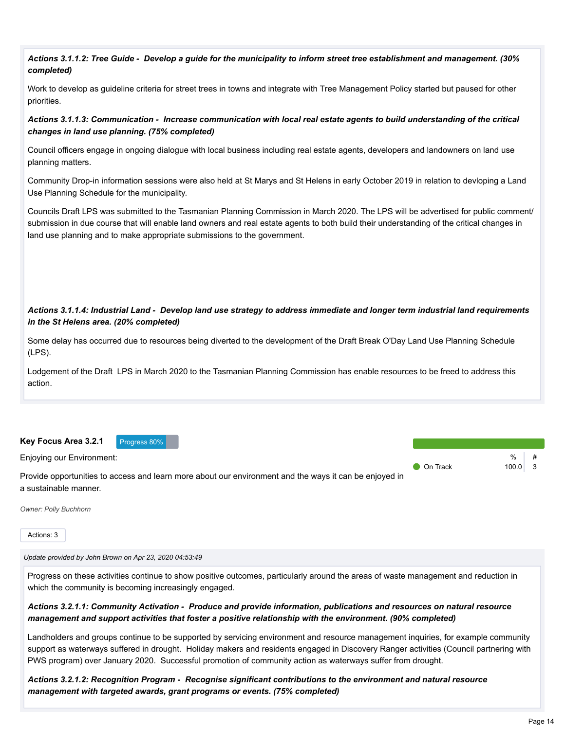***Actions 3.1.1.2: Tree Guide - Develop a guide for the municipality to inform street tree establishment and management. (30% completed)***

Work to develop as guideline criteria for street trees in towns and integrate with Tree Management Policy started but paused for other priorities.

***Actions 3.1.1.3: Communication - Increase communication with local real estate agents to build understanding of the critical changes in land use planning. (75% completed)***

Council officers engage in ongoing dialogue with local business including real estate agents, developers and landowners on land use planning matters.

Community Drop-in information sessions were also held at St Marys and St Helens in early October 2019 in relation to devloping a Land Use Planning Schedule for the municipality.

Councils Draft LPS was submitted to the Tasmanian Planning Commission in March 2020. The LPS will be advertised for public comment/ submission in due course that will enable land owners and real estate agents to both build their understanding of the critical changes in land use planning and to make appropriate submissions to the government.

***Actions 3.1.1.4: Industrial Land - Develop land use strategy to address immediate and longer term industrial land requirements in the St Helens area. (20% completed)***

Some delay has occurred due to resources being diverted to the development of the Draft Break O'Day Land Use Planning Schedule (LPS).

Lodgement of the Draft LPS in March 2020 to the Tasmanian Planning Commission has enable resources to be freed to address this action.

## Key Focus Area 3.2.1

Progress 80%

Enjoying our Environment:

Provide opportunities to access and learn more about our environment and the ways it can be enjoyed in a sustainable manner.

| | % | # |
|---|---|---|
| On Track | 100.0 | 3 |

*Owner: Polly Buchhorn*

Actions: 3

*Update provided by John Brown on Apr 23, 2020 04:53:49*

Progress on these activities continue to show positive outcomes, particularly around the areas of waste management and reduction in which the community is becoming increasingly engaged.

***Actions 3.2.1.1: Community Activation - Produce and provide information, publications and resources on natural resource management and support activities that foster a positive relationship with the environment. (90% completed)***

Landholders and groups continue to be supported by servicing environment and resource management inquiries, for example community support as waterways suffered in drought. Holiday makers and residents engaged in Discovery Ranger activities (Council partnering with PWS program) over January 2020. Successful promotion of community action as waterways suffer from drought.

***Actions 3.2.1.2: Recognition Program - Recognise significant contributions to the environment and natural resource management with targeted awards, grant programs or events. (75% completed)***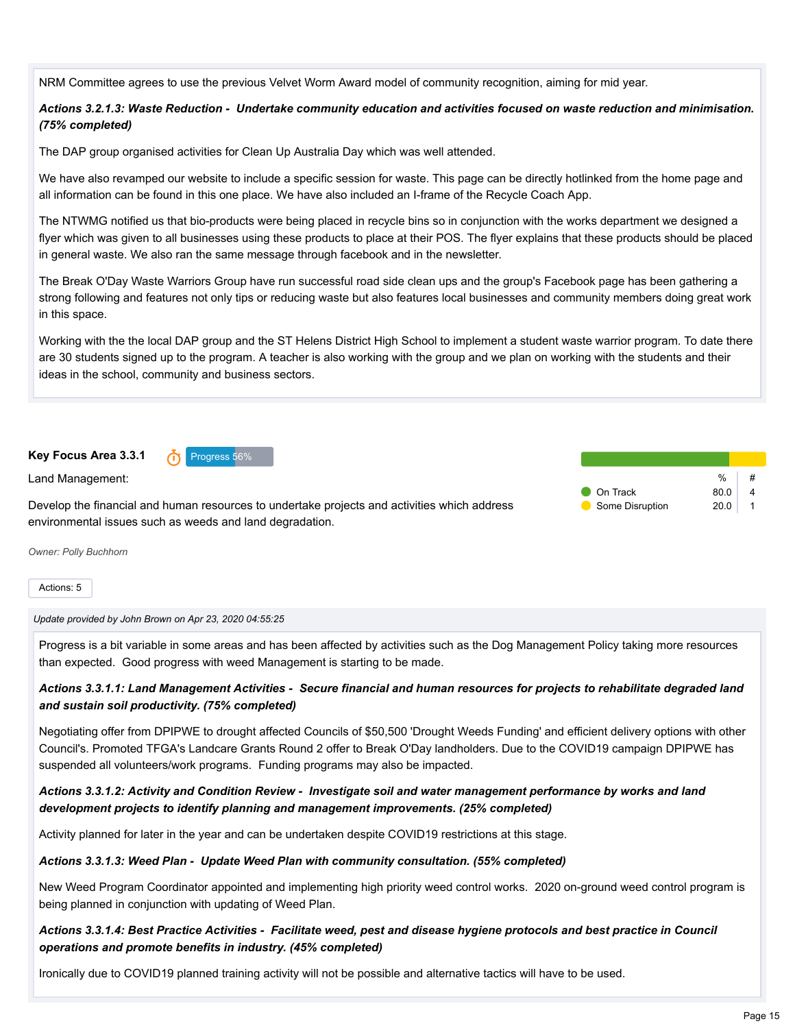NRM Committee agrees to use the previous Velvet Worm Award model of community recognition, aiming for mid year.

***Actions 3.2.1.3: Waste Reduction - Undertake community education and activities focused on waste reduction and minimisation. (75% completed)***

The DAP group organised activities for Clean Up Australia Day which was well attended.

We have also revamped our website to include a specific session for waste. This page can be directly hotlinked from the home page and all information can be found in this one place. We have also included an I-frame of the Recycle Coach App.

The NTWMG notified us that bio-products were being placed in recycle bins so in conjunction with the works department we designed a flyer which was given to all businesses using these products to place at their POS. The flyer explains that these products should be placed in general waste. We also ran the same message through facebook and in the newsletter.

The Break O'Day Waste Warriors Group have run successful road side clean ups and the group's Facebook page has been gathering a strong following and features not only tips or reducing waste but also features local businesses and community members doing great work in this space.

Working with the the local DAP group and the ST Helens District High School to implement a student waste warrior program. To date there are 30 students signed up to the program. A teacher is also working with the group and we plan on working with the students and their ideas in the school, community and business sectors.

## Key Focus Area 3.3.1

Progress 56%

Land Management:

Develop the financial and human resources to undertake projects and activities which address environmental issues such as weeds and land degradation.

| | % | # |
|---|---|---|
| On Track | 80.0 | 4 |
| Some Disruption | 20.0 | 1 |

*Owner: Polly Buchhorn*

Actions: 5

*Update provided by John Brown on Apr 23, 2020 04:55:25*

Progress is a bit variable in some areas and has been affected by activities such as the Dog Management Policy taking more resources than expected. Good progress with weed Management is starting to be made.

***Actions 3.3.1.1: Land Management Activities - Secure financial and human resources for projects to rehabilitate degraded land and sustain soil productivity. (75% completed)***

Negotiating offer from DPIPWE to drought affected Councils of $50,500 'Drought Weeds Funding' and efficient delivery options with other Council's. Promoted TFGA's Landcare Grants Round 2 offer to Break O'Day landholders. Due to the COVID19 campaign DPIPWE has suspended all volunteers/work programs. Funding programs may also be impacted.

***Actions 3.3.1.2: Activity and Condition Review - Investigate soil and water management performance by works and land development projects to identify planning and management improvements. (25% completed)***

Activity planned for later in the year and can be undertaken despite COVID19 restrictions at this stage.

***Actions 3.3.1.3: Weed Plan - Update Weed Plan with community consultation. (55% completed)***

New Weed Program Coordinator appointed and implementing high priority weed control works. 2020 on-ground weed control program is being planned in conjunction with updating of Weed Plan.

***Actions 3.3.1.4: Best Practice Activities - Facilitate weed, pest and disease hygiene protocols and best practice in Council operations and promote benefits in industry. (45% completed)***

Ironically due to COVID19 planned training activity will not be possible and alternative tactics will have to be used.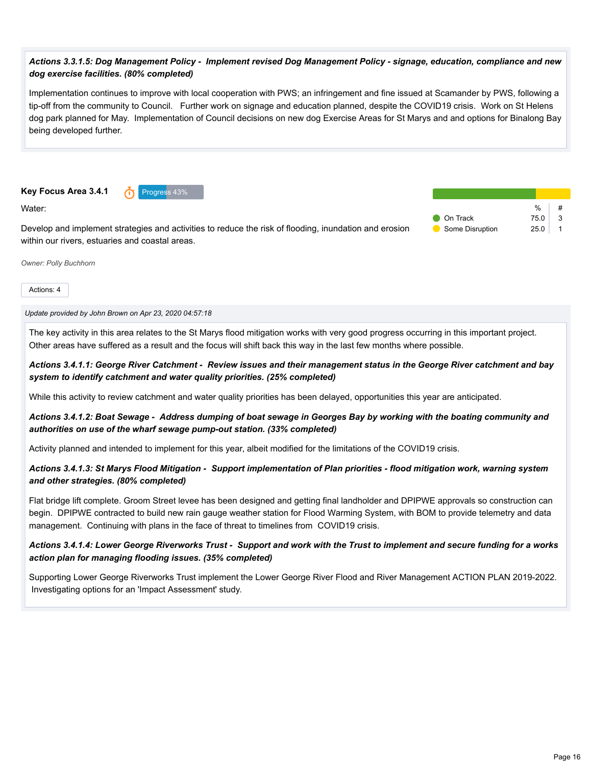***Actions 3.3.1.5: Dog Management Policy - Implement revised Dog Management Policy - signage, education, compliance and new dog exercise facilities. (80% completed)***

Implementation continues to improve with local cooperation with PWS; an infringement and fine issued at Scamander by PWS, following a tip-off from the community to Council. Further work on signage and education planned, despite the COVID19 crisis. Work on St Helens dog park planned for May. Implementation of Council decisions on new dog Exercise Areas for St Marys and and options for Binalong Bay being developed further.

**Key Focus Area 3.4.1** Progress 43%

Water:

Develop and implement strategies and activities to reduce the risk of flooding, inundation and erosion within our rivers, estuaries and coastal areas.

| | % | # |
|---|---|---|
| On Track | 75.0 | 3 |
| Some Disruption | 25.0 | 1 |

*Owner: Polly Buchhorn*

Actions: 4

*Update provided by John Brown on Apr 23, 2020 04:57:18*

The key activity in this area relates to the St Marys flood mitigation works with very good progress occurring in this important project. Other areas have suffered as a result and the focus will shift back this way in the last few months where possible.

***Actions 3.4.1.1: George River Catchment - Review issues and their management status in the George River catchment and bay system to identify catchment and water quality priorities. (25% completed)***

While this activity to review catchment and water quality priorities has been delayed, opportunities this year are anticipated.

***Actions 3.4.1.2: Boat Sewage - Address dumping of boat sewage in Georges Bay by working with the boating community and authorities on use of the wharf sewage pump-out station. (33% completed)***

Activity planned and intended to implement for this year, albeit modified for the limitations of the COVID19 crisis.

***Actions 3.4.1.3: St Marys Flood Mitigation - Support implementation of Plan priorities - flood mitigation work, warning system and other strategies. (80% completed)***

Flat bridge lift complete. Groom Street levee has been designed and getting final landholder and DPIPWE approvals so construction can begin. DPIPWE contracted to build new rain gauge weather station for Flood Warming System, with BOM to provide telemetry and data management. Continuing with plans in the face of threat to timelines from COVID19 crisis.

***Actions 3.4.1.4: Lower George Riverworks Trust - Support and work with the Trust to implement and secure funding for a works action plan for managing flooding issues. (35% completed)***

Supporting Lower George Riverworks Trust implement the Lower George River Flood and River Management ACTION PLAN 2019-2022. Investigating options for an 'Impact Assessment' study.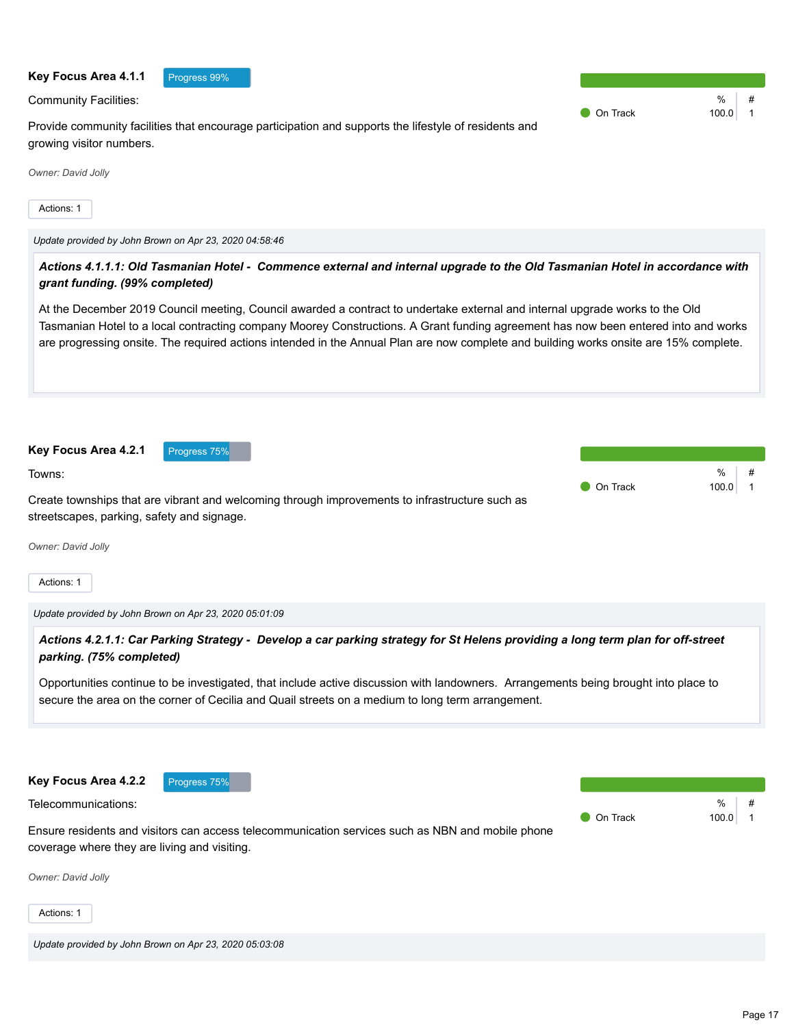**Key Focus Area 4.1.1** Progress 99%

Community Facilities:

Provide community facilities that encourage participation and supports the lifestyle of residents and growing visitor numbers.

| | % | # |
|---|---|---|
| On Track | 100.0 | 1 |

*Owner: David Jolly*

Actions: 1

*Update provided by John Brown on Apr 23, 2020 04:58:46*

***Actions 4.1.1.1: Old Tasmanian Hotel - Commence external and internal upgrade to the Old Tasmanian Hotel in accordance with grant funding. (99% completed)***

At the December 2019 Council meeting, Council awarded a contract to undertake external and internal upgrade works to the Old Tasmanian Hotel to a local contracting company Moorey Constructions. A Grant funding agreement has now been entered into and works are progressing onsite. The required actions intended in the Annual Plan are now complete and building works onsite are 15% complete.

**Key Focus Area 4.2.1** Progress 75%

Towns:

Create townships that are vibrant and welcoming through improvements to infrastructure such as streetscapes, parking, safety and signage.

| | % | # |
|---|---|---|
| On Track | 100.0 | 1 |

*Owner: David Jolly*

Actions: 1

*Update provided by John Brown on Apr 23, 2020 05:01:09*

***Actions 4.2.1.1: Car Parking Strategy - Develop a car parking strategy for St Helens providing a long term plan for off-street parking. (75% completed)***

Opportunities continue to be investigated, that include active discussion with landowners. Arrangements being brought into place to secure the area on the corner of Cecilia and Quail streets on a medium to long term arrangement.

**Key Focus Area 4.2.2** Progress 75%

Telecommunications:

Ensure residents and visitors can access telecommunication services such as NBN and mobile phone coverage where they are living and visiting.

| | % | # |
|---|---|---|
| On Track | 100.0 | 1 |

*Owner: David Jolly*

Actions: 1

*Update provided by John Brown on Apr 23, 2020 05:03:08*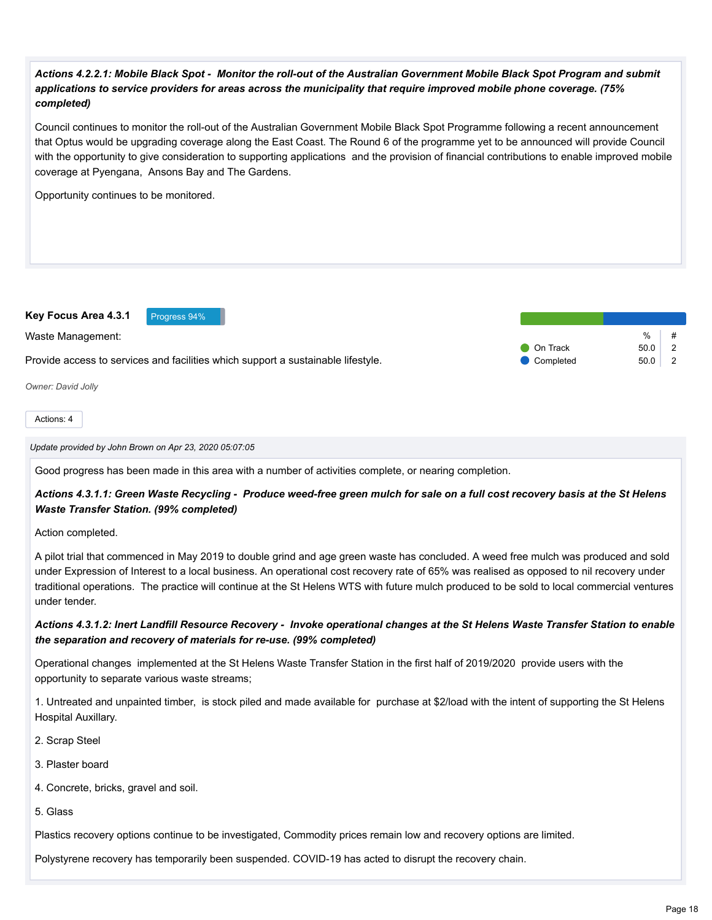***Actions 4.2.2.1: Mobile Black Spot - Monitor the roll-out of the Australian Government Mobile Black Spot Program and submit applications to service providers for areas across the municipality that require improved mobile phone coverage. (75% completed)***

Council continues to monitor the roll-out of the Australian Government Mobile Black Spot Programme following a recent announcement that Optus would be upgrading coverage along the East Coast. The Round 6 of the programme yet to be announced will provide Council with the opportunity to give consideration to supporting applications and the provision of financial contributions to enable improved mobile coverage at Pyengana, Ansons Bay and The Gardens.

Opportunity continues to be monitored.

**Key Focus Area 4.3.1** Progress 94%

Waste Management:

Provide access to services and facilities which support a sustainable lifestyle.

| | % | # |
|---|---|---|
| On Track | 50.0 | 2 |
| Completed | 50.0 | 2 |

*Owner: David Jolly*

Actions: 4

*Update provided by John Brown on Apr 23, 2020 05:07:05*

Good progress has been made in this area with a number of activities complete, or nearing completion.

***Actions 4.3.1.1: Green Waste Recycling - Produce weed-free green mulch for sale on a full cost recovery basis at the St Helens Waste Transfer Station. (99% completed)***

Action completed.

A pilot trial that commenced in May 2019 to double grind and age green waste has concluded. A weed free mulch was produced and sold under Expression of Interest to a local business. An operational cost recovery rate of 65% was realised as opposed to nil recovery under traditional operations. The practice will continue at the St Helens WTS with future mulch produced to be sold to local commercial ventures under tender.

***Actions 4.3.1.2: Inert Landfill Resource Recovery - Invoke operational changes at the St Helens Waste Transfer Station to enable the separation and recovery of materials for re-use. (99% completed)***

Operational changes implemented at the St Helens Waste Transfer Station in the first half of 2019/2020 provide users with the opportunity to separate various waste streams;

1. Untreated and unpainted timber, is stock piled and made available for purchase at $2/load with the intent of supporting the St Helens Hospital Auxillary.

2. Scrap Steel

3. Plaster board

4. Concrete, bricks, gravel and soil.

5. Glass

Plastics recovery options continue to be investigated, Commodity prices remain low and recovery options are limited.

Polystyrene recovery has temporarily been suspended. COVID-19 has acted to disrupt the recovery chain.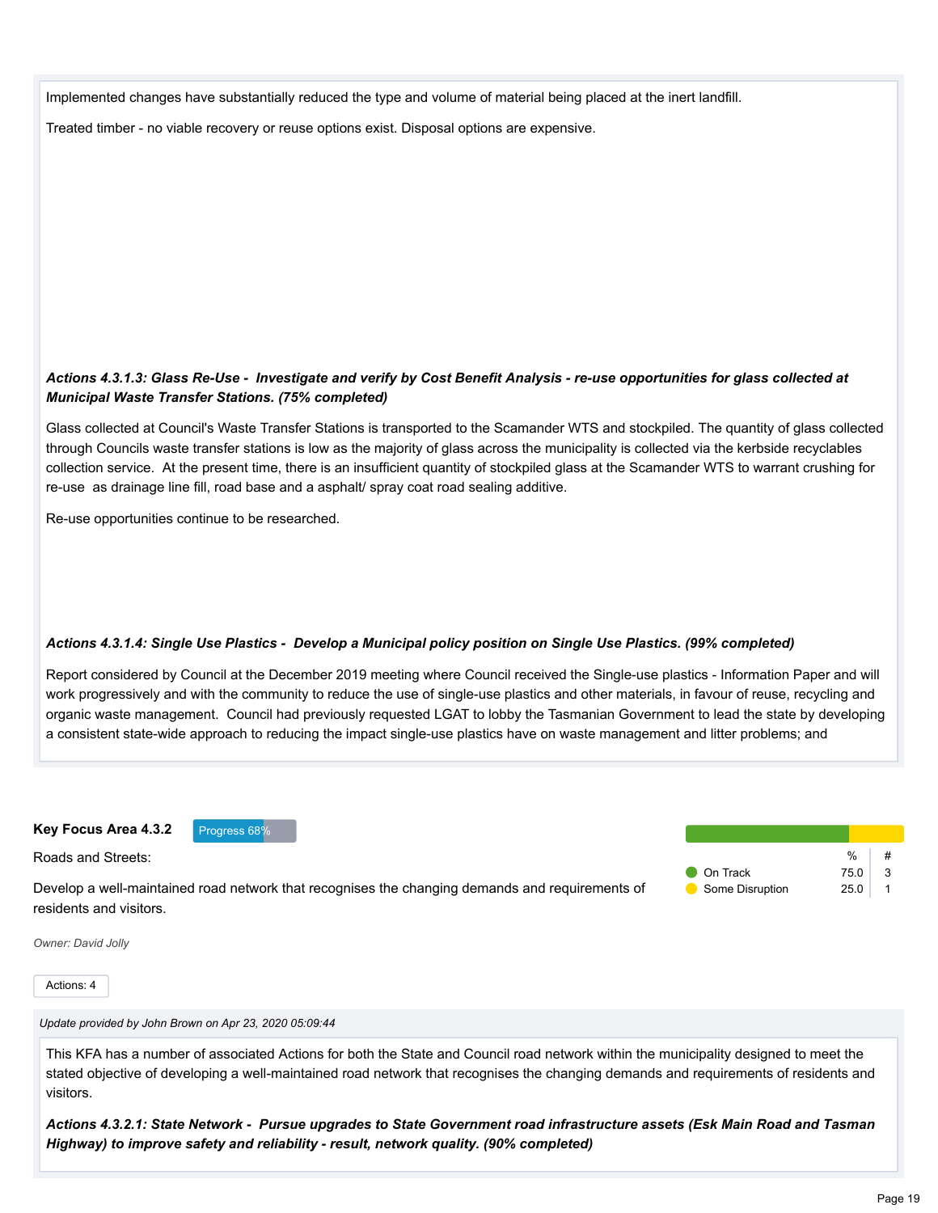Implemented changes have substantially reduced the type and volume of material being placed at the inert landfill.

Treated timber - no viable recovery or reuse options exist. Disposal options are expensive.

***Actions 4.3.1.3: Glass Re-Use - Investigate and verify by Cost Benefit Analysis - re-use opportunities for glass collected at Municipal Waste Transfer Stations. (75% completed)***

Glass collected at Council's Waste Transfer Stations is transported to the Scamander WTS and stockpiled. The quantity of glass collected through Councils waste transfer stations is low as the majority of glass across the municipality is collected via the kerbside recyclables collection service. At the present time, there is an insufficient quantity of stockpiled glass at the Scamander WTS to warrant crushing for re-use as drainage line fill, road base and a asphalt/ spray coat road sealing additive.

Re-use opportunities continue to be researched.

***Actions 4.3.1.4: Single Use Plastics - Develop a Municipal policy position on Single Use Plastics. (99% completed)***

Report considered by Council at the December 2019 meeting where Council received the Single-use plastics - Information Paper and will work progressively and with the community to reduce the use of single-use plastics and other materials, in favour of reuse, recycling and organic waste management. Council had previously requested LGAT to lobby the Tasmanian Government to lead the state by developing a consistent state-wide approach to reducing the impact single-use plastics have on waste management and litter problems; and

**Key Focus Area 4.3.2** Progress 68%

Roads and Streets:

Develop a well-maintained road network that recognises the changing demands and requirements of residents and visitors.

| | % | # |
|---|---|---|
| On Track | 75.0 | 3 |
| Some Disruption | 25.0 | 1 |

*Owner: David Jolly*

Actions: 4

*Update provided by John Brown on Apr 23, 2020 05:09:44*

This KFA has a number of associated Actions for both the State and Council road network within the municipality designed to meet the stated objective of developing a well-maintained road network that recognises the changing demands and requirements of residents and visitors.

***Actions 4.3.2.1: State Network - Pursue upgrades to State Government road infrastructure assets (Esk Main Road and Tasman Highway) to improve safety and reliability - result, network quality. (90% completed)***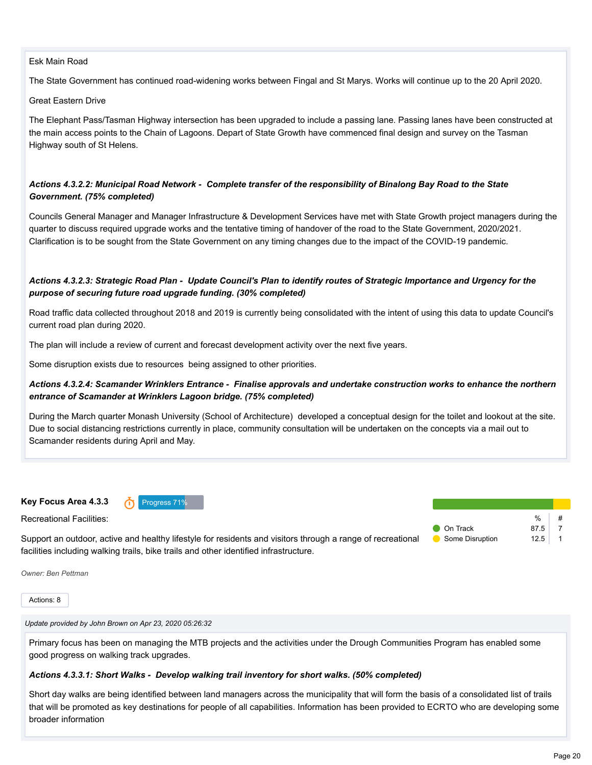Esk Main Road

The State Government has continued road-widening works between Fingal and St Marys. Works will continue up to the 20 April 2020.

Great Eastern Drive

The Elephant Pass/Tasman Highway intersection has been upgraded to include a passing lane. Passing lanes have been constructed at the main access points to the Chain of Lagoons. Depart of State Growth have commenced final design and survey on the Tasman Highway south of St Helens.

***Actions 4.3.2.2: Municipal Road Network - Complete transfer of the responsibility of Binalong Bay Road to the State Government. (75% completed)***

Councils General Manager and Manager Infrastructure & Development Services have met with State Growth project managers during the quarter to discuss required upgrade works and the tentative timing of handover of the road to the State Government, 2020/2021. Clarification is to be sought from the State Government on any timing changes due to the impact of the COVID-19 pandemic.

***Actions 4.3.2.3: Strategic Road Plan - Update Council's Plan to identify routes of Strategic Importance and Urgency for the purpose of securing future road upgrade funding. (30% completed)***

Road traffic data collected throughout 2018 and 2019 is currently being consolidated with the intent of using this data to update Council's current road plan during 2020.

The plan will include a review of current and forecast development activity over the next five years.

Some disruption exists due to resources being assigned to other priorities.

***Actions 4.3.2.4: Scamander Wrinklers Entrance - Finalise approvals and undertake construction works to enhance the northern entrance of Scamander at Wrinklers Lagoon bridge. (75% completed)***

During the March quarter Monash University (School of Architecture) developed a conceptual design for the toilet and lookout at the site. Due to social distancing restrictions currently in place, community consultation will be undertaken on the concepts via a mail out to Scamander residents during April and May.

**Key Focus Area 4.3.3** Progress 71%

Recreational Facilities:

Support an outdoor, active and healthy lifestyle for residents and visitors through a range of recreational facilities including walking trails, bike trails and other identified infrastructure.

| | % | # |
|---|---|---|
| On Track | 87.5 | 7 |
| Some Disruption | 12.5 | 1 |

*Owner: Ben Pettman*

Actions: 8

*Update provided by John Brown on Apr 23, 2020 05:26:32*

Primary focus has been on managing the MTB projects and the activities under the Drough Communities Program has enabled some good progress on walking track upgrades.

***Actions 4.3.3.1: Short Walks - Develop walking trail inventory for short walks. (50% completed)***

Short day walks are being identified between land managers across the municipality that will form the basis of a consolidated list of trails that will be promoted as key destinations for people of all capabilities. Information has been provided to ECRTO who are developing some broader information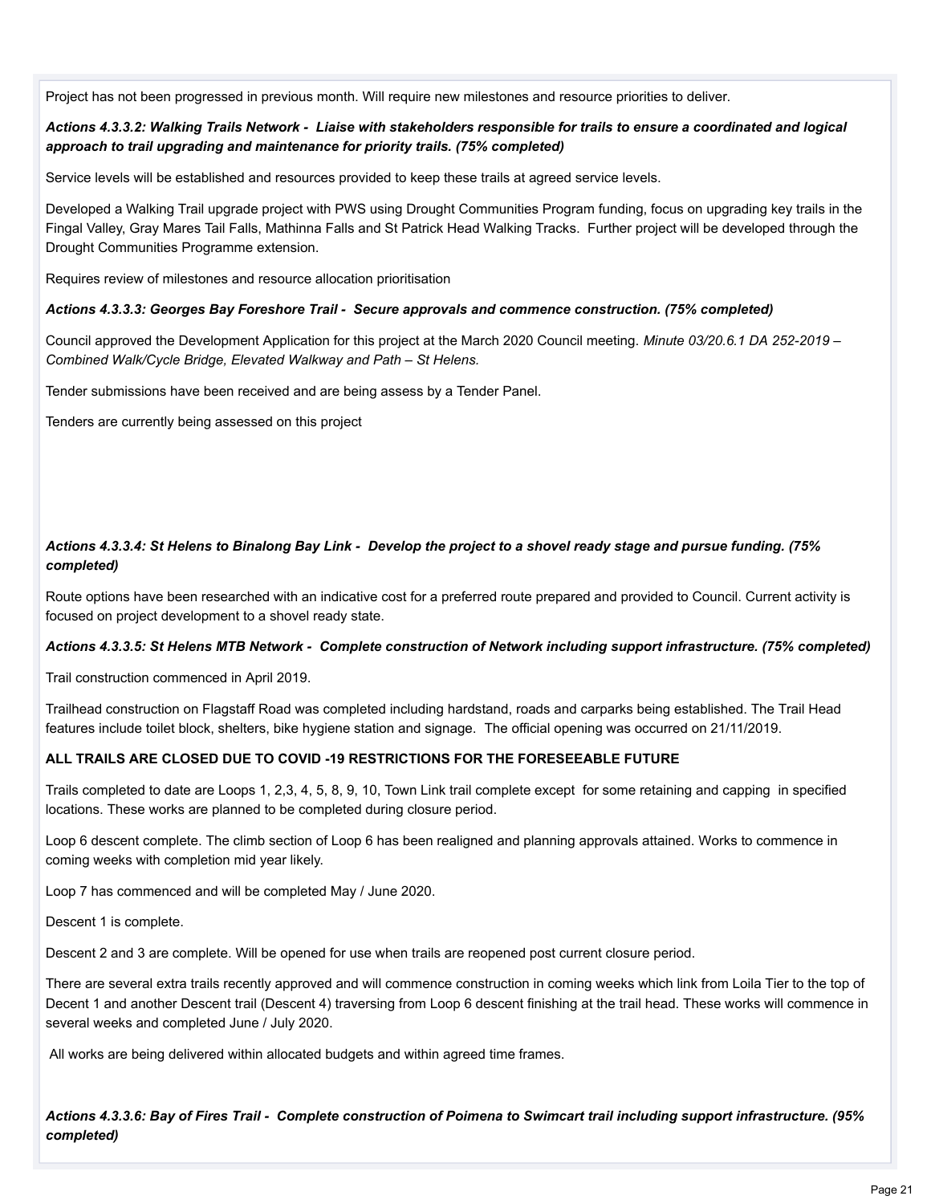Project has not been progressed in previous month. Will require new milestones and resource priorities to deliver.

***Actions 4.3.3.2: Walking Trails Network - Liaise with stakeholders responsible for trails to ensure a coordinated and logical approach to trail upgrading and maintenance for priority trails. (75% completed)***

Service levels will be established and resources provided to keep these trails at agreed service levels.

Developed a Walking Trail upgrade project with PWS using Drought Communities Program funding, focus on upgrading key trails in the Fingal Valley, Gray Mares Tail Falls, Mathinna Falls and St Patrick Head Walking Tracks. Further project will be developed through the Drought Communities Programme extension.

Requires review of milestones and resource allocation prioritisation

***Actions 4.3.3.3: Georges Bay Foreshore Trail - Secure approvals and commence construction. (75% completed)***

Council approved the Development Application for this project at the March 2020 Council meeting. *Minute 03/20.6.1 DA 252-2019 – Combined Walk/Cycle Bridge, Elevated Walkway and Path – St Helens.*

Tender submissions have been received and are being assess by a Tender Panel.

Tenders are currently being assessed on this project

***Actions 4.3.3.4: St Helens to Binalong Bay Link - Develop the project to a shovel ready stage and pursue funding. (75% completed)***

Route options have been researched with an indicative cost for a preferred route prepared and provided to Council. Current activity is focused on project development to a shovel ready state.

***Actions 4.3.3.5: St Helens MTB Network - Complete construction of Network including support infrastructure. (75% completed)***

Trail construction commenced in April 2019.

Trailhead construction on Flagstaff Road was completed including hardstand, roads and carparks being established. The Trail Head features include toilet block, shelters, bike hygiene station and signage. The official opening was occurred on 21/11/2019.

**ALL TRAILS ARE CLOSED DUE TO COVID -19 RESTRICTIONS FOR THE FORESEEABLE FUTURE**

Trails completed to date are Loops 1, 2,3, 4, 5, 8, 9, 10, Town Link trail complete except for some retaining and capping in specified locations. These works are planned to be completed during closure period.

Loop 6 descent complete. The climb section of Loop 6 has been realigned and planning approvals attained. Works to commence in coming weeks with completion mid year likely.

Loop 7 has commenced and will be completed May / June 2020.

Descent 1 is complete.

Descent 2 and 3 are complete. Will be opened for use when trails are reopened post current closure period.

There are several extra trails recently approved and will commence construction in coming weeks which link from Loila Tier to the top of Decent 1 and another Descent trail (Descent 4) traversing from Loop 6 descent finishing at the trail head. These works will commence in several weeks and completed June / July 2020.

All works are being delivered within allocated budgets and within agreed time frames.

***Actions 4.3.3.6: Bay of Fires Trail - Complete construction of Poimena to Swimcart trail including support infrastructure. (95% completed)***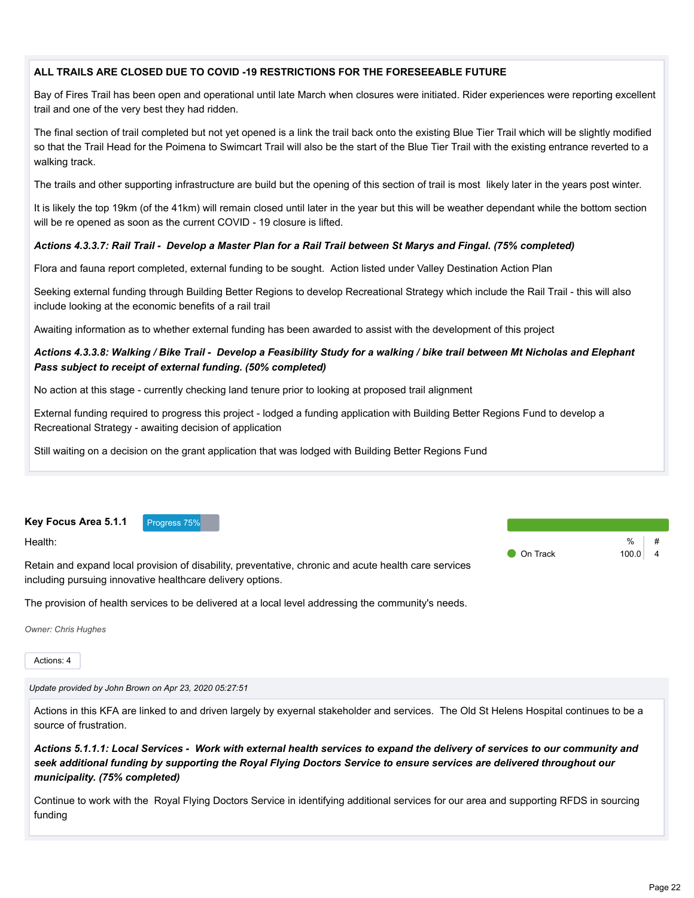**ALL TRAILS ARE CLOSED DUE TO COVID -19 RESTRICTIONS FOR THE FORESEEABLE FUTURE**

Bay of Fires Trail has been open and operational until late March when closures were initiated. Rider experiences were reporting excellent trail and one of the very best they had ridden.

The final section of trail completed but not yet opened is a link the trail back onto the existing Blue Tier Trail which will be slightly modified so that the Trail Head for the Poimena to Swimcart Trail will also be the start of the Blue Tier Trail with the existing entrance reverted to a walking track.

The trails and other supporting infrastructure are build but the opening of this section of trail is most likely later in the years post winter.

It is likely the top 19km (of the 41km) will remain closed until later in the year but this will be weather dependant while the bottom section will be re opened as soon as the current COVID - 19 closure is lifted.

***Actions 4.3.3.7: Rail Trail - Develop a Master Plan for a Rail Trail between St Marys and Fingal. (75% completed)***

Flora and fauna report completed, external funding to be sought. Action listed under Valley Destination Action Plan

Seeking external funding through Building Better Regions to develop Recreational Strategy which include the Rail Trail - this will also include looking at the economic benefits of a rail trail

Awaiting information as to whether external funding has been awarded to assist with the development of this project

***Actions 4.3.3.8: Walking / Bike Trail - Develop a Feasibility Study for a walking / bike trail between Mt Nicholas and Elephant Pass subject to receipt of external funding. (50% completed)***

No action at this stage - currently checking land tenure prior to looking at proposed trail alignment

External funding required to progress this project - lodged a funding application with Building Better Regions Fund to develop a Recreational Strategy - awaiting decision of application

Still waiting on a decision on the grant application that was lodged with Building Better Regions Fund

**Key Focus Area 5.1.1** Progress 75%

Health:

Retain and expand local provision of disability, preventative, chronic and acute health care services including pursuing innovative healthcare delivery options.

The provision of health services to be delivered at a local level addressing the community's needs.

|  | % | # |
|---|---|---|
| On Track | 100.0 | 4 |

*Owner: Chris Hughes*

Actions: 4

*Update provided by John Brown on Apr 23, 2020 05:27:51*

Actions in this KFA are linked to and driven largely by exyernal stakeholder and services. The Old St Helens Hospital continues to be a source of frustration.

***Actions 5.1.1.1: Local Services - Work with external health services to expand the delivery of services to our community and seek additional funding by supporting the Royal Flying Doctors Service to ensure services are delivered throughout our municipality. (75% completed)***

Continue to work with the Royal Flying Doctors Service in identifying additional services for our area and supporting RFDS in sourcing funding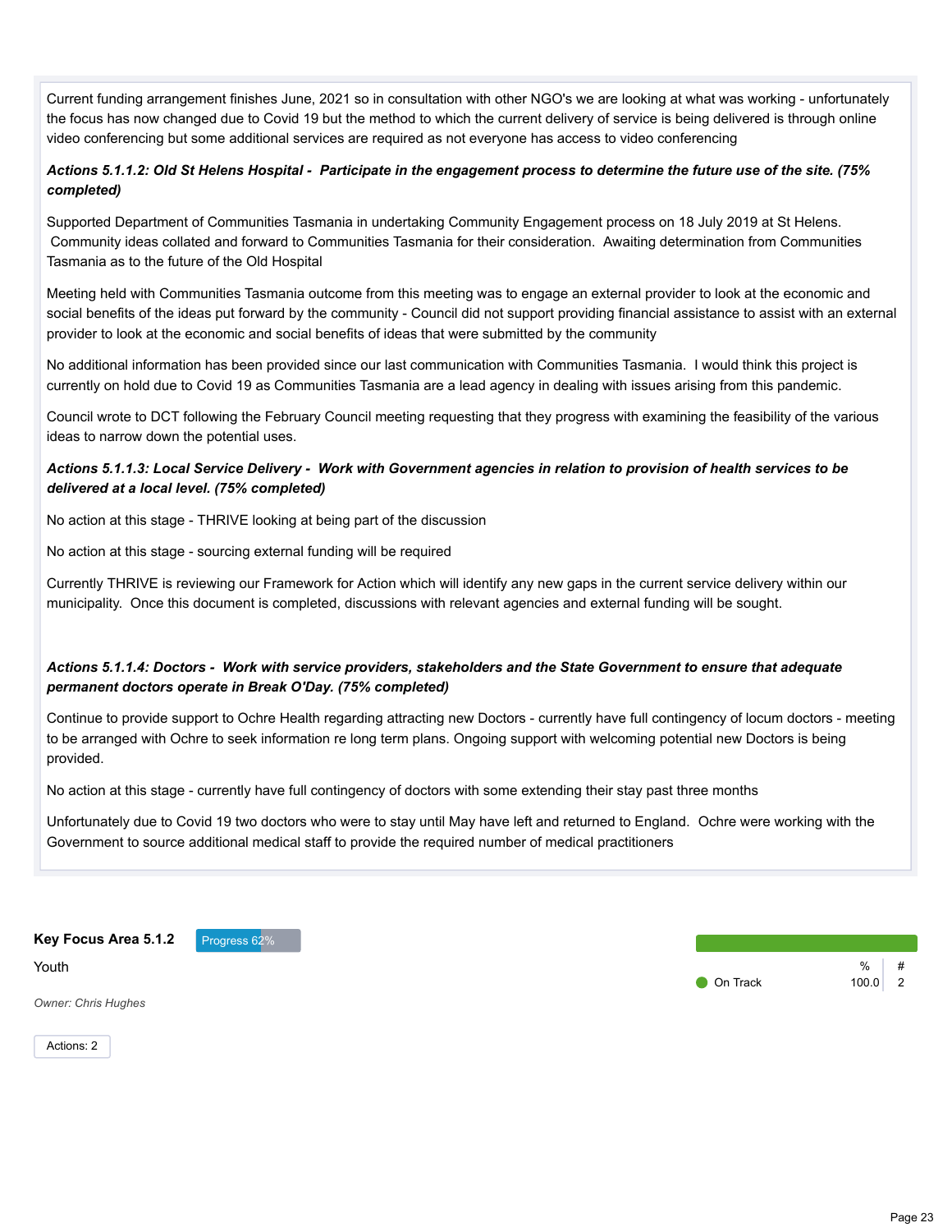Current funding arrangement finishes June, 2021 so in consultation with other NGO's we are looking at what was working - unfortunately the focus has now changed due to Covid 19 but the method to which the current delivery of service is being delivered is through online video conferencing but some additional services are required as not everyone has access to video conferencing

***Actions 5.1.1.2: Old St Helens Hospital - Participate in the engagement process to determine the future use of the site. (75% completed)***

Supported Department of Communities Tasmania in undertaking Community Engagement process on 18 July 2019 at St Helens. Community ideas collated and forward to Communities Tasmania for their consideration. Awaiting determination from Communities Tasmania as to the future of the Old Hospital

Meeting held with Communities Tasmania outcome from this meeting was to engage an external provider to look at the economic and social benefits of the ideas put forward by the community - Council did not support providing financial assistance to assist with an external provider to look at the economic and social benefits of ideas that were submitted by the community

No additional information has been provided since our last communication with Communities Tasmania. I would think this project is currently on hold due to Covid 19 as Communities Tasmania are a lead agency in dealing with issues arising from this pandemic.

Council wrote to DCT following the February Council meeting requesting that they progress with examining the feasibility of the various ideas to narrow down the potential uses.

***Actions 5.1.1.3: Local Service Delivery - Work with Government agencies in relation to provision of health services to be delivered at a local level. (75% completed)***

No action at this stage - THRIVE looking at being part of the discussion

No action at this stage - sourcing external funding will be required

Currently THRIVE is reviewing our Framework for Action which will identify any new gaps in the current service delivery within our municipality. Once this document is completed, discussions with relevant agencies and external funding will be sought.

***Actions 5.1.1.4: Doctors - Work with service providers, stakeholders and the State Government to ensure that adequate permanent doctors operate in Break O'Day. (75% completed)***

Continue to provide support to Ochre Health regarding attracting new Doctors - currently have full contingency of locum doctors - meeting to be arranged with Ochre to seek information re long term plans. Ongoing support with welcoming potential new Doctors is being provided.

No action at this stage - currently have full contingency of doctors with some extending their stay past three months

Unfortunately due to Covid 19 two doctors who were to stay until May have left and returned to England. Ochre were working with the Government to source additional medical staff to provide the required number of medical practitioners

**Key Focus Area 5.1.2** Progress 62%

Youth

*Owner: Chris Hughes*

Actions: 2

| | % | # |
|---|---|---|
| On Track | 100.0 | 2 |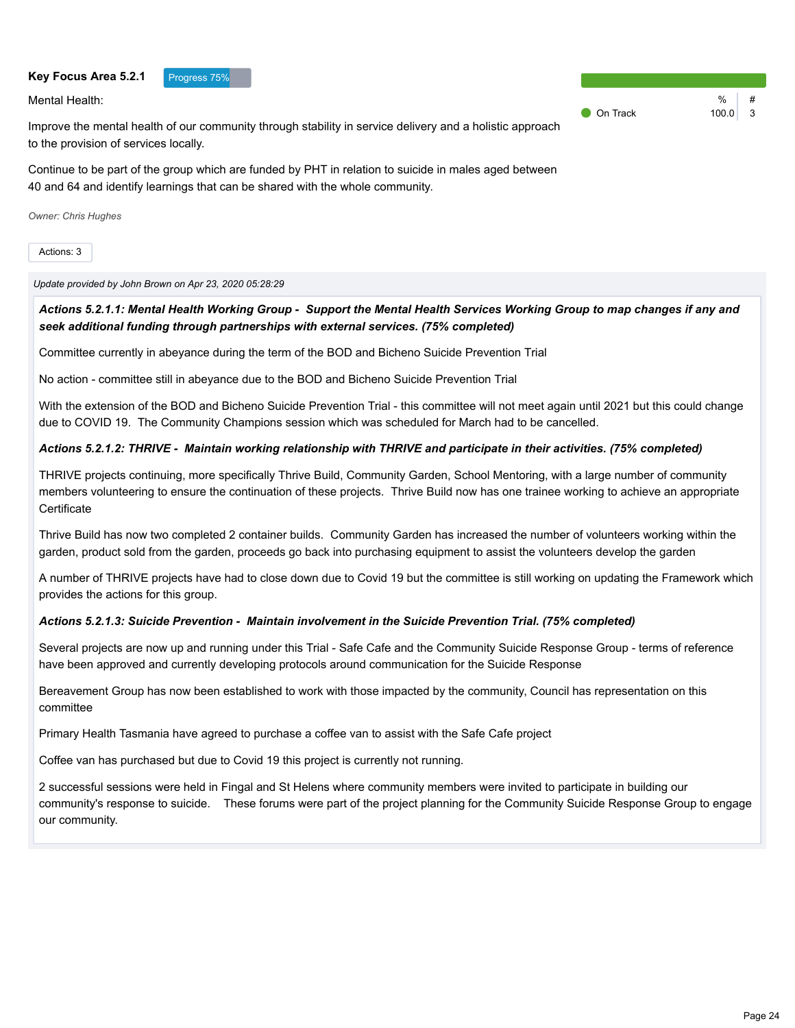**Key Focus Area 5.2.1** Progress 75%

| | % | # |
|---|---|---|
| On Track | 100.0 | 3 |

Mental Health:

Improve the mental health of our community through stability in service delivery and a holistic approach to the provision of services locally.

Continue to be part of the group which are funded by PHT in relation to suicide in males aged between 40 and 64 and identify learnings that can be shared with the whole community.

*Owner: Chris Hughes*

Actions: 3

*Update provided by John Brown on Apr 23, 2020 05:28:29*

***Actions 5.2.1.1: Mental Health Working Group - Support the Mental Health Services Working Group to map changes if any and seek additional funding through partnerships with external services. (75% completed)***

Committee currently in abeyance during the term of the BOD and Bicheno Suicide Prevention Trial

No action - committee still in abeyance due to the BOD and Bicheno Suicide Prevention Trial

With the extension of the BOD and Bicheno Suicide Prevention Trial - this committee will not meet again until 2021 but this could change due to COVID 19. The Community Champions session which was scheduled for March had to be cancelled.

***Actions 5.2.1.2: THRIVE - Maintain working relationship with THRIVE and participate in their activities. (75% completed)***

THRIVE projects continuing, more specifically Thrive Build, Community Garden, School Mentoring, with a large number of community members volunteering to ensure the continuation of these projects. Thrive Build now has one trainee working to achieve an appropriate Certificate

Thrive Build has now two completed 2 container builds. Community Garden has increased the number of volunteers working within the garden, product sold from the garden, proceeds go back into purchasing equipment to assist the volunteers develop the garden

A number of THRIVE projects have had to close down due to Covid 19 but the committee is still working on updating the Framework which provides the actions for this group.

***Actions 5.2.1.3: Suicide Prevention - Maintain involvement in the Suicide Prevention Trial. (75% completed)***

Several projects are now up and running under this Trial - Safe Cafe and the Community Suicide Response Group - terms of reference have been approved and currently developing protocols around communication for the Suicide Response

Bereavement Group has now been established to work with those impacted by the community, Council has representation on this committee

Primary Health Tasmania have agreed to purchase a coffee van to assist with the Safe Cafe project

Coffee van has purchased but due to Covid 19 this project is currently not running.

2 successful sessions were held in Fingal and St Helens where community members were invited to participate in building our community's response to suicide. These forums were part of the project planning for the Community Suicide Response Group to engage our community.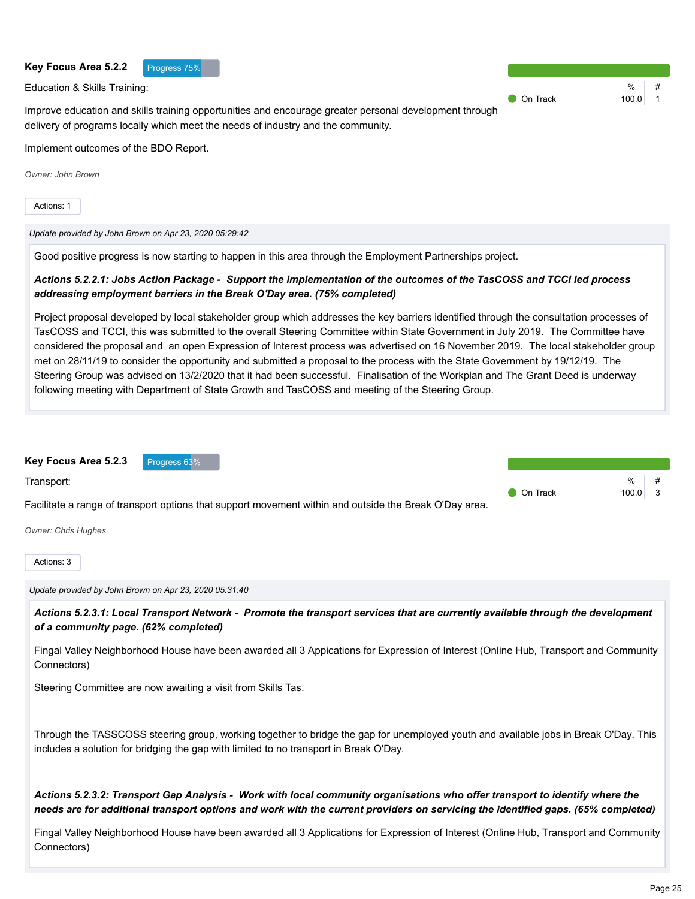**Key Focus Area 5.2.2** Progress 75%

Education & Skills Training:

Improve education and skills training opportunities and encourage greater personal development through delivery of programs locally which meet the needs of industry and the community.

Implement outcomes of the BDO Report.

| | % | # |
|---|---|---|
| On Track | 100.0 | 1 |

*Owner: John Brown*

Actions: 1

*Update provided by John Brown on Apr 23, 2020 05:29:42*

Good positive progress is now starting to happen in this area through the Employment Partnerships project.

***Actions 5.2.2.1: Jobs Action Package - Support the implementation of the outcomes of the TasCOSS and TCCI led process addressing employment barriers in the Break O'Day area. (75% completed)***

Project proposal developed by local stakeholder group which addresses the key barriers identified through the consultation processes of TasCOSS and TCCI, this was submitted to the overall Steering Committee within State Government in July 2019. The Committee have considered the proposal and an open Expression of Interest process was advertised on 16 November 2019. The local stakeholder group met on 28/11/19 to consider the opportunity and submitted a proposal to the process with the State Government by 19/12/19. The Steering Group was advised on 13/2/2020 that it had been successful. Finalisation of the Workplan and The Grant Deed is underway following meeting with Department of State Growth and TasCOSS and meeting of the Steering Group.

**Key Focus Area 5.2.3** Progress 63%

Transport:

Facilitate a range of transport options that support movement within and outside the Break O'Day area.

| | % | # |
|---|---|---|
| On Track | 100.0 | 3 |

*Owner: Chris Hughes*

Actions: 3

*Update provided by John Brown on Apr 23, 2020 05:31:40*

***Actions 5.2.3.1: Local Transport Network - Promote the transport services that are currently available through the development of a community page. (62% completed)***

Fingal Valley Neighborhood House have been awarded all 3 Appications for Expression of Interest (Online Hub, Transport and Community Connectors)

Steering Committee are now awaiting a visit from Skills Tas.

Through the TASSCOSS steering group, working together to bridge the gap for unemployed youth and available jobs in Break O'Day. This includes a solution for bridging the gap with limited to no transport in Break O'Day.

***Actions 5.2.3.2: Transport Gap Analysis - Work with local community organisations who offer transport to identify where the needs are for additional transport options and work with the current providers on servicing the identified gaps. (65% completed)***

Fingal Valley Neighborhood House have been awarded all 3 Applications for Expression of Interest (Online Hub, Transport and Community Connectors)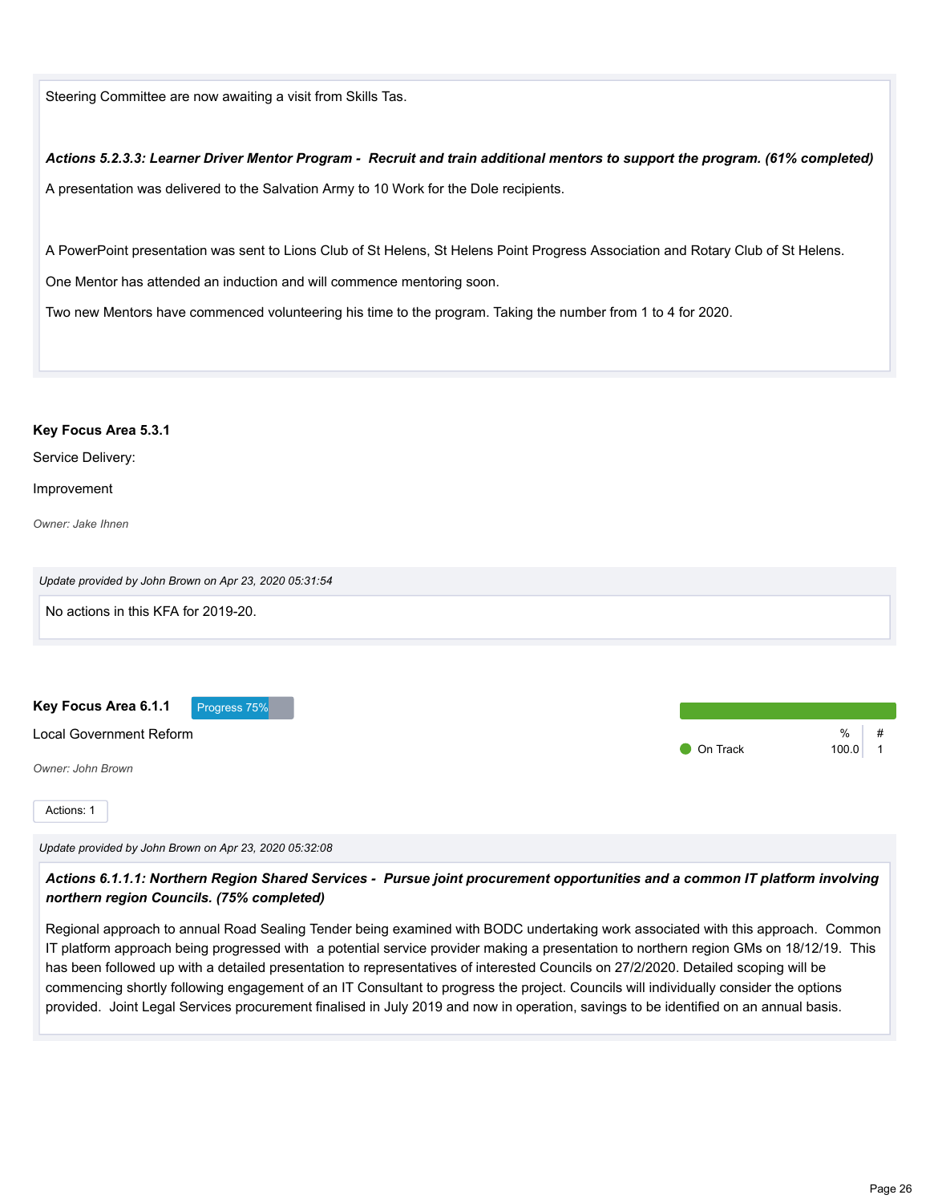Steering Committee are now awaiting a visit from Skills Tas.

***Actions 5.2.3.3: Learner Driver Mentor Program - Recruit and train additional mentors to support the program. (61% completed)***

A presentation was delivered to the Salvation Army to 10 Work for the Dole recipients.

A PowerPoint presentation was sent to Lions Club of St Helens, St Helens Point Progress Association and Rotary Club of St Helens.

One Mentor has attended an induction and will commence mentoring soon.

Two new Mentors have commenced volunteering his time to the program. Taking the number from 1 to 4 for 2020.

**Key Focus Area 5.3.1**

Service Delivery:

Improvement

*Owner: Jake Ihnen*

*Update provided by John Brown on Apr 23, 2020 05:31:54*

No actions in this KFA for 2019-20.

**Key Focus Area 6.1.1** Progress 75%

Local Government Reform

*Owner: John Brown*

| | % | # |
|---|---|---|
| On Track | 100.0 | 1 |

Actions: 1

*Update provided by John Brown on Apr 23, 2020 05:32:08*

***Actions 6.1.1.1: Northern Region Shared Services - Pursue joint procurement opportunities and a common IT platform involving northern region Councils. (75% completed)***

Regional approach to annual Road Sealing Tender being examined with BODC undertaking work associated with this approach. Common IT platform approach being progressed with a potential service provider making a presentation to northern region GMs on 18/12/19. This has been followed up with a detailed presentation to representatives of interested Councils on 27/2/2020. Detailed scoping will be commencing shortly following engagement of an IT Consultant to progress the project. Councils will individually consider the options provided. Joint Legal Services procurement finalised in July 2019 and now in operation, savings to be identified on an annual basis.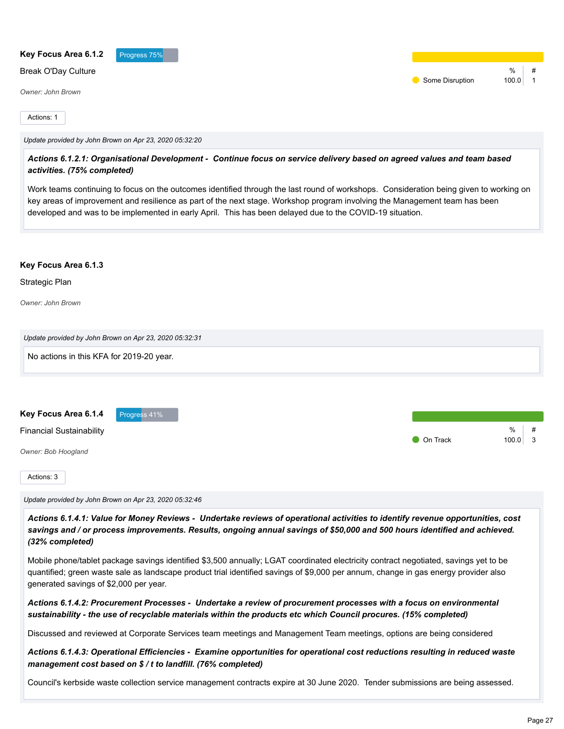**Key Focus Area 6.1.2** Progress 75%

Break O'Day Culture

*Owner: John Brown*

| | % | # |
|---|---|---|
| Some Disruption | 100.0 | 1 |

Actions: 1

*Update provided by John Brown on Apr 23, 2020 05:32:20*

***Actions 6.1.2.1: Organisational Development - Continue focus on service delivery based on agreed values and team based activities. (75% completed)***

Work teams continuing to focus on the outcomes identified through the last round of workshops. Consideration being given to working on key areas of improvement and resilience as part of the next stage. Workshop program involving the Management team has been developed and was to be implemented in early April. This has been delayed due to the COVID-19 situation.

**Key Focus Area 6.1.3**

Strategic Plan

*Owner: John Brown*

*Update provided by John Brown on Apr 23, 2020 05:32:31*

No actions in this KFA for 2019-20 year.

**Key Focus Area 6.1.4** Progress 41%

Financial Sustainability

*Owner: Bob Hoogland*

| | % | # |
|---|---|---|
| On Track | 100.0 | 3 |

Actions: 3

*Update provided by John Brown on Apr 23, 2020 05:32:46*

***Actions 6.1.4.1: Value for Money Reviews - Undertake reviews of operational activities to identify revenue opportunities, cost savings and / or process improvements. Results, ongoing annual savings of $50,000 and 500 hours identified and achieved. (32% completed)***

Mobile phone/tablet package savings identified $3,500 annually; LGAT coordinated electricity contract negotiated, savings yet to be quantified; green waste sale as landscape product trial identified savings of $9,000 per annum, change in gas energy provider also generated savings of $2,000 per year.

***Actions 6.1.4.2: Procurement Processes - Undertake a review of procurement processes with a focus on environmental sustainability - the use of recyclable materials within the products etc which Council procures. (15% completed)***

Discussed and reviewed at Corporate Services team meetings and Management Team meetings, options are being considered

***Actions 6.1.4.3: Operational Efficiencies - Examine opportunities for operational cost reductions resulting in reduced waste management cost based on $ / t to landfill. (76% completed)***

Council's kerbside waste collection service management contracts expire at 30 June 2020. Tender submissions are being assessed.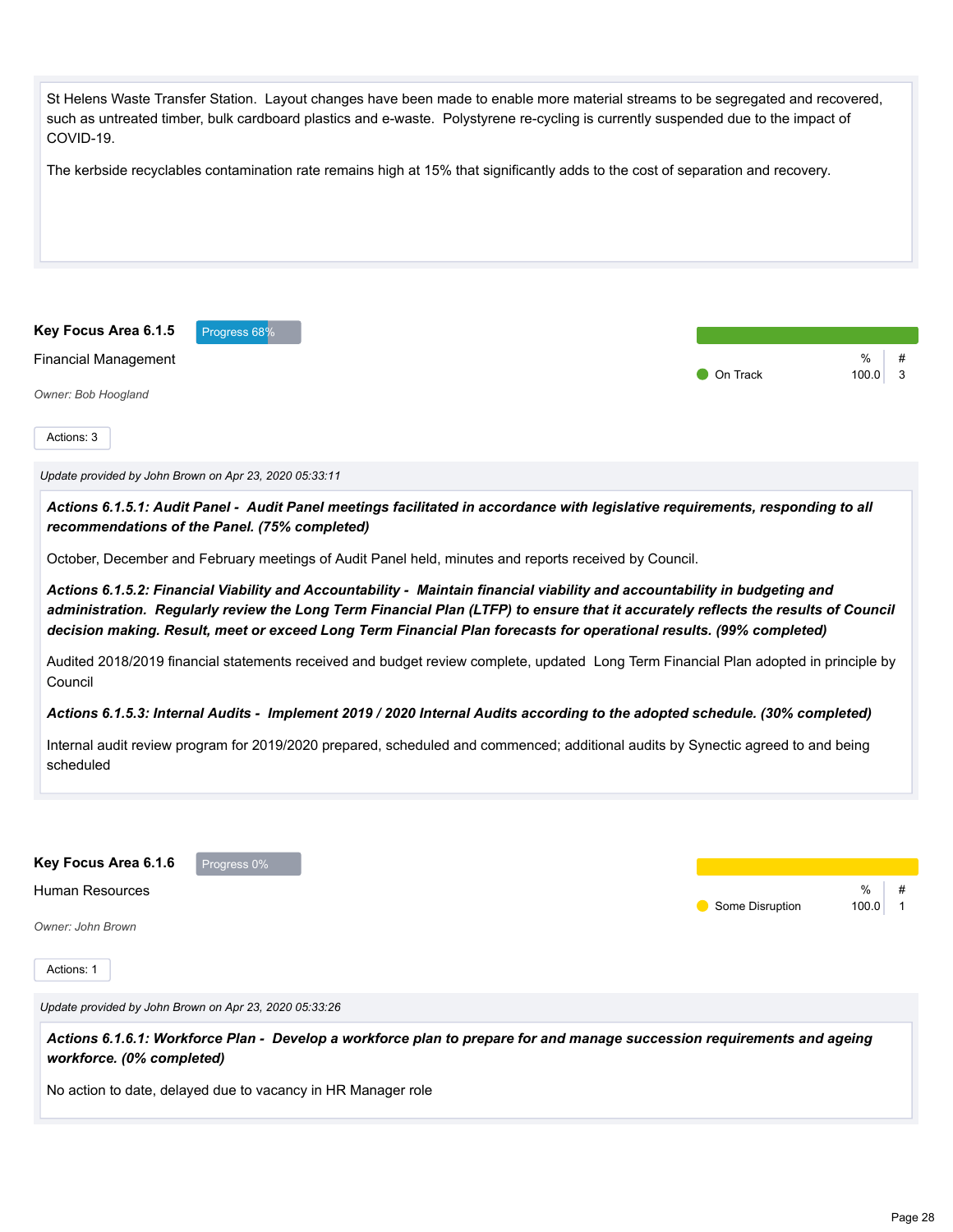St Helens Waste Transfer Station. Layout changes have been made to enable more material streams to be segregated and recovered, such as untreated timber, bulk cardboard plastics and e-waste. Polystyrene re-cycling is currently suspended due to the impact of COVID-19.

The kerbside recyclables contamination rate remains high at 15% that significantly adds to the cost of separation and recovery.

## Key Focus Area 6.1.5

Progress 68%

Financial Management

*Owner: Bob Hoogland*

| Status | % | # |
|---|---|---|
| On Track | 100.0 | 3 |

Actions: 3

*Update provided by John Brown on Apr 23, 2020 05:33:11*

***Actions 6.1.5.1: Audit Panel - Audit Panel meetings facilitated in accordance with legislative requirements, responding to all recommendations of the Panel. (75% completed)***

October, December and February meetings of Audit Panel held, minutes and reports received by Council.

***Actions 6.1.5.2: Financial Viability and Accountability - Maintain financial viability and accountability in budgeting and administration. Regularly review the Long Term Financial Plan (LTFP) to ensure that it accurately reflects the results of Council decision making. Result, meet or exceed Long Term Financial Plan forecasts for operational results. (99% completed)***

Audited 2018/2019 financial statements received and budget review complete, updated Long Term Financial Plan adopted in principle by Council

***Actions 6.1.5.3: Internal Audits - Implement 2019 / 2020 Internal Audits according to the adopted schedule. (30% completed)***

Internal audit review program for 2019/2020 prepared, scheduled and commenced; additional audits by Synectic agreed to and being scheduled

## Key Focus Area 6.1.6

Progress 0%

Human Resources

*Owner: John Brown*

| Status | % | # |
|---|---|---|
| Some Disruption | 100.0 | 1 |

Actions: 1

*Update provided by John Brown on Apr 23, 2020 05:33:26*

***Actions 6.1.6.1: Workforce Plan - Develop a workforce plan to prepare for and manage succession requirements and ageing workforce. (0% completed)***

No action to date, delayed due to vacancy in HR Manager role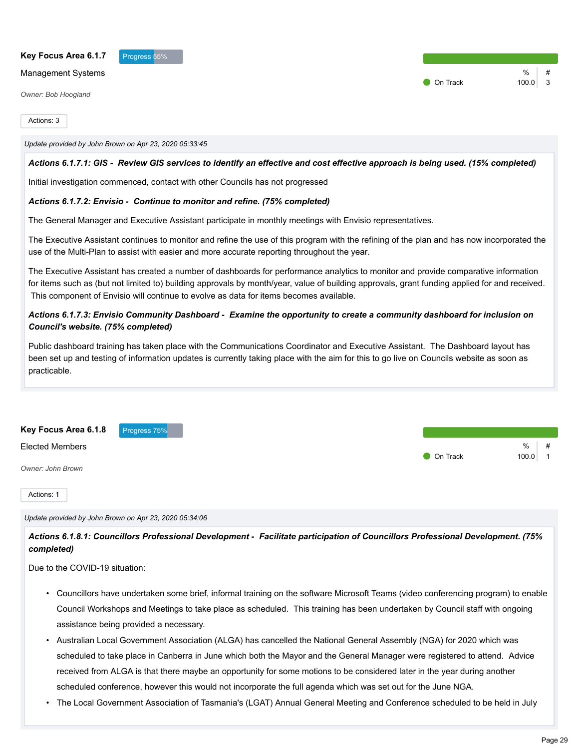**Key Focus Area 6.1.7** Progress 55%

Management Systems

*Owner: Bob Hoogland*

| | % | # |
|---|---|---|
| On Track | 100.0 | 3 |

Actions: 3

*Update provided by John Brown on Apr 23, 2020 05:33:45*

***Actions 6.1.7.1: GIS - Review GIS services to identify an effective and cost effective approach is being used. (15% completed)***

Initial investigation commenced, contact with other Councils has not progressed

***Actions 6.1.7.2: Envisio - Continue to monitor and refine. (75% completed)***

The General Manager and Executive Assistant participate in monthly meetings with Envisio representatives.

The Executive Assistant continues to monitor and refine the use of this program with the refining of the plan and has now incorporated the use of the Multi-Plan to assist with easier and more accurate reporting throughout the year.

The Executive Assistant has created a number of dashboards for performance analytics to monitor and provide comparative information for items such as (but not limited to) building approvals by month/year, value of building approvals, grant funding applied for and received. This component of Envisio will continue to evolve as data for items becomes available.

***Actions 6.1.7.3: Envisio Community Dashboard - Examine the opportunity to create a community dashboard for inclusion on Council's website. (75% completed)***

Public dashboard training has taken place with the Communications Coordinator and Executive Assistant. The Dashboard layout has been set up and testing of information updates is currently taking place with the aim for this to go live on Councils website as soon as practicable.

**Key Focus Area 6.1.8** Progress 75%

Elected Members

*Owner: John Brown*

| | % | # |
|---|---|---|
| On Track | 100.0 | 1 |

Actions: 1

*Update provided by John Brown on Apr 23, 2020 05:34:06*

***Actions 6.1.8.1: Councillors Professional Development - Facilitate participation of Councillors Professional Development. (75% completed)***

Due to the COVID-19 situation:

- Councillors have undertaken some brief, informal training on the software Microsoft Teams (video conferencing program) to enable Council Workshops and Meetings to take place as scheduled. This training has been undertaken by Council staff with ongoing assistance being provided a necessary.
- Australian Local Government Association (ALGA) has cancelled the National General Assembly (NGA) for 2020 which was scheduled to take place in Canberra in June which both the Mayor and the General Manager were registered to attend. Advice received from ALGA is that there maybe an opportunity for some motions to be considered later in the year during another scheduled conference, however this would not incorporate the full agenda which was set out for the June NGA.
- The Local Government Association of Tasmania's (LGAT) Annual General Meeting and Conference scheduled to be held in July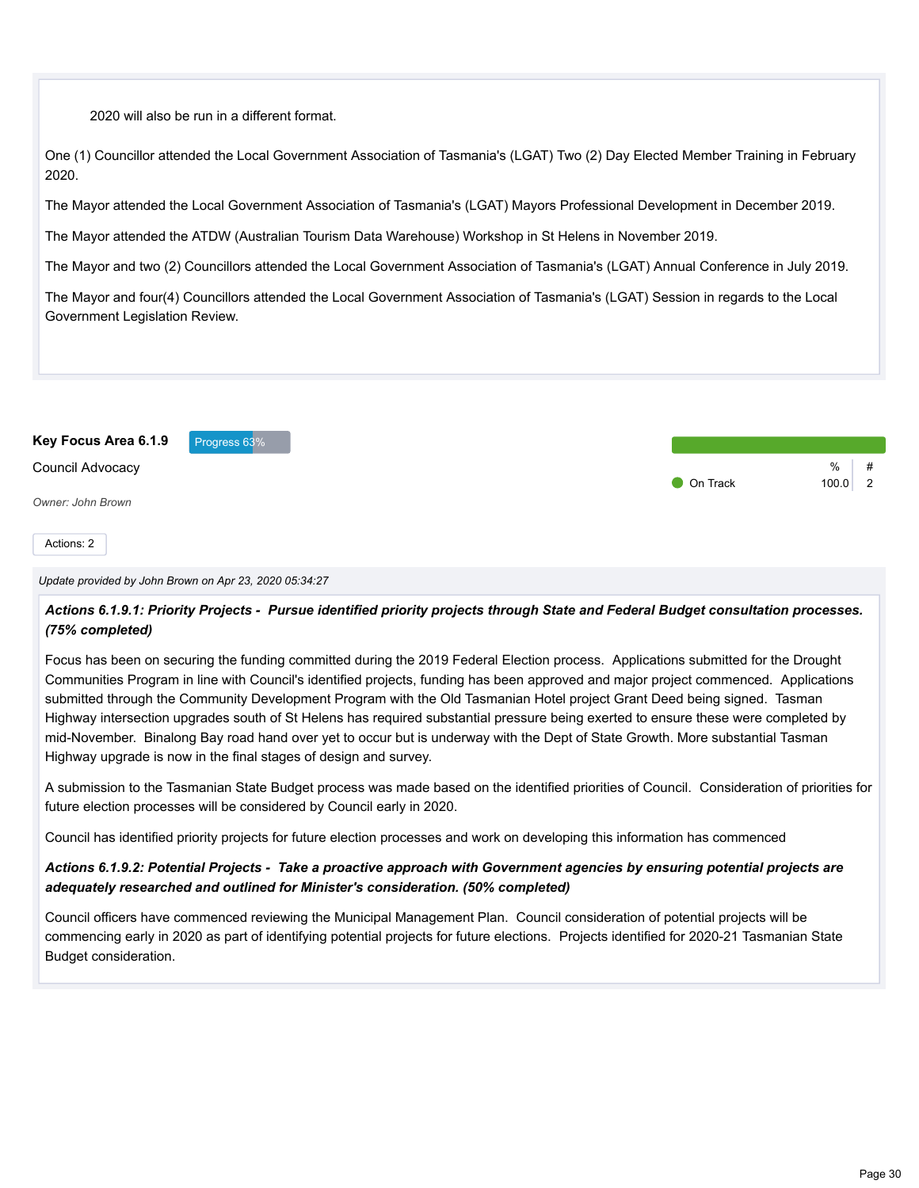2020 will also be run in a different format.

One (1) Councillor attended the Local Government Association of Tasmania's (LGAT) Two (2) Day Elected Member Training in February 2020.

The Mayor attended the Local Government Association of Tasmania's (LGAT) Mayors Professional Development in December 2019.

The Mayor attended the ATDW (Australian Tourism Data Warehouse) Workshop in St Helens in November 2019.

The Mayor and two (2) Councillors attended the Local Government Association of Tasmania's (LGAT) Annual Conference in July 2019.

The Mayor and four(4) Councillors attended the Local Government Association of Tasmania's (LGAT) Session in regards to the Local Government Legislation Review.

**Key Focus Area 6.1.9** Progress 63%

Council Advocacy

*Owner: John Brown*

| | % | # |
|---|---|---|
| On Track | 100.0 | 2 |

Actions: 2

*Update provided by John Brown on Apr 23, 2020 05:34:27*

***Actions 6.1.9.1: Priority Projects - Pursue identified priority projects through State and Federal Budget consultation processes. (75% completed)***

Focus has been on securing the funding committed during the 2019 Federal Election process. Applications submitted for the Drought Communities Program in line with Council's identified projects, funding has been approved and major project commenced. Applications submitted through the Community Development Program with the Old Tasmanian Hotel project Grant Deed being signed. Tasman Highway intersection upgrades south of St Helens has required substantial pressure being exerted to ensure these were completed by mid-November. Binalong Bay road hand over yet to occur but is underway with the Dept of State Growth. More substantial Tasman Highway upgrade is now in the final stages of design and survey.

A submission to the Tasmanian State Budget process was made based on the identified priorities of Council. Consideration of priorities for future election processes will be considered by Council early in 2020.

Council has identified priority projects for future election processes and work on developing this information has commenced

***Actions 6.1.9.2: Potential Projects - Take a proactive approach with Government agencies by ensuring potential projects are adequately researched and outlined for Minister's consideration. (50% completed)***

Council officers have commenced reviewing the Municipal Management Plan. Council consideration of potential projects will be commencing early in 2020 as part of identifying potential projects for future elections. Projects identified for 2020-21 Tasmanian State Budget consideration.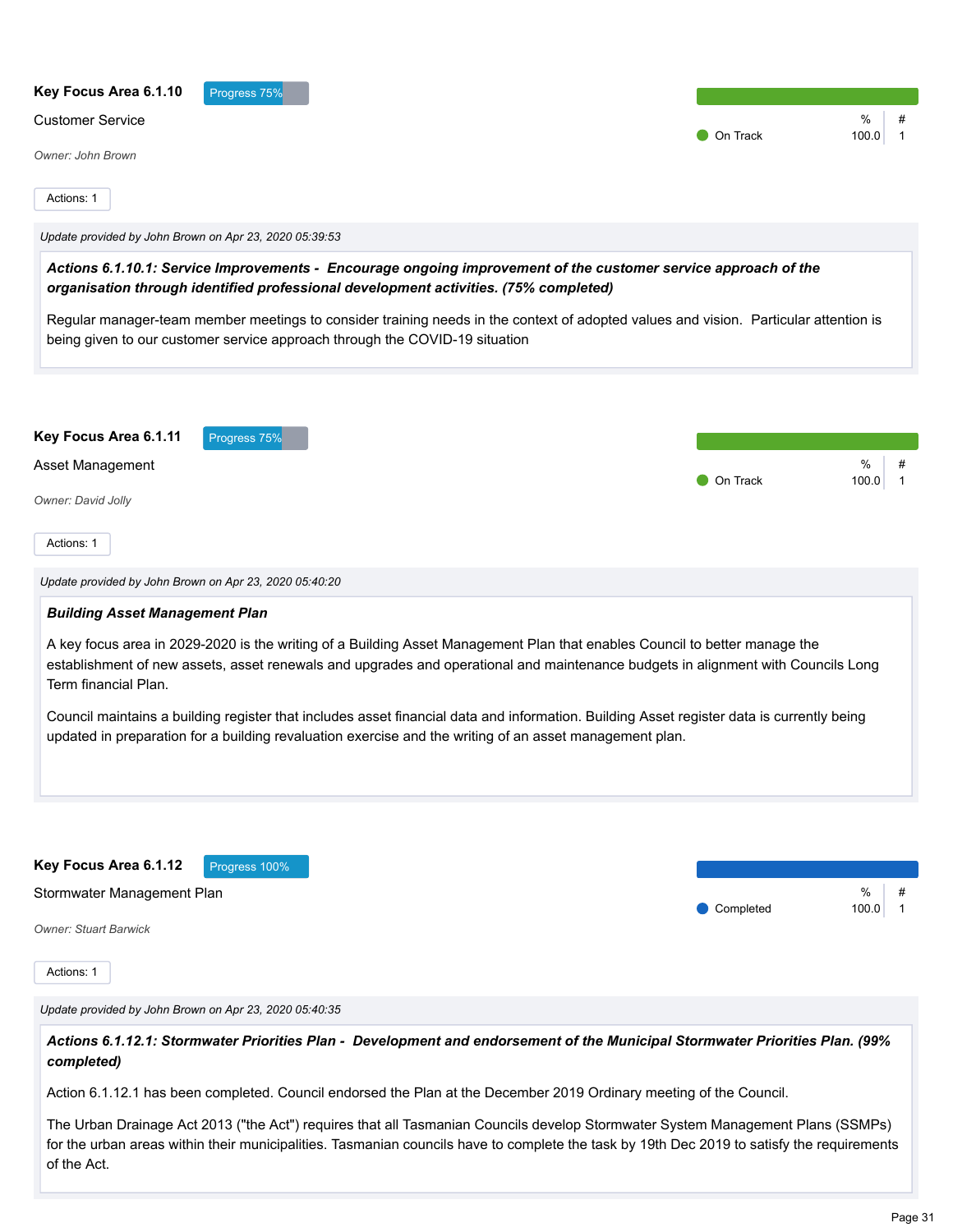**Key Focus Area 6.1.10** Progress 75%

Customer Service

*Owner: John Brown*

| Status | % | # |
|---|---|---|
| On Track | 100.0 | 1 |

Actions: 1

*Update provided by John Brown on Apr 23, 2020 05:39:53*

***Actions 6.1.10.1: Service Improvements - Encourage ongoing improvement of the customer service approach of the organisation through identified professional development activities. (75% completed)***

Regular manager-team member meetings to consider training needs in the context of adopted values and vision. Particular attention is being given to our customer service approach through the COVID-19 situation

**Key Focus Area 6.1.11** Progress 75%

Asset Management

*Owner: David Jolly*

| Status | % | # |
|---|---|---|
| On Track | 100.0 | 1 |

Actions: 1

*Update provided by John Brown on Apr 23, 2020 05:40:20*

***Building Asset Management Plan***

A key focus area in 2029-2020 is the writing of a Building Asset Management Plan that enables Council to better manage the establishment of new assets, asset renewals and upgrades and operational and maintenance budgets in alignment with Councils Long Term financial Plan.

Council maintains a building register that includes asset financial data and information. Building Asset register data is currently being updated in preparation for a building revaluation exercise and the writing of an asset management plan.

**Key Focus Area 6.1.12** Progress 100%

Stormwater Management Plan

*Owner: Stuart Barwick*

| Status | % | # |
|---|---|---|
| Completed | 100.0 | 1 |

Actions: 1

*Update provided by John Brown on Apr 23, 2020 05:40:35*

***Actions 6.1.12.1: Stormwater Priorities Plan - Development and endorsement of the Municipal Stormwater Priorities Plan. (99% completed)***

Action 6.1.12.1 has been completed. Council endorsed the Plan at the December 2019 Ordinary meeting of the Council.

The Urban Drainage Act 2013 ("the Act") requires that all Tasmanian Councils develop Stormwater System Management Plans (SSMPs) for the urban areas within their municipalities. Tasmanian councils have to complete the task by 19th Dec 2019 to satisfy the requirements of the Act.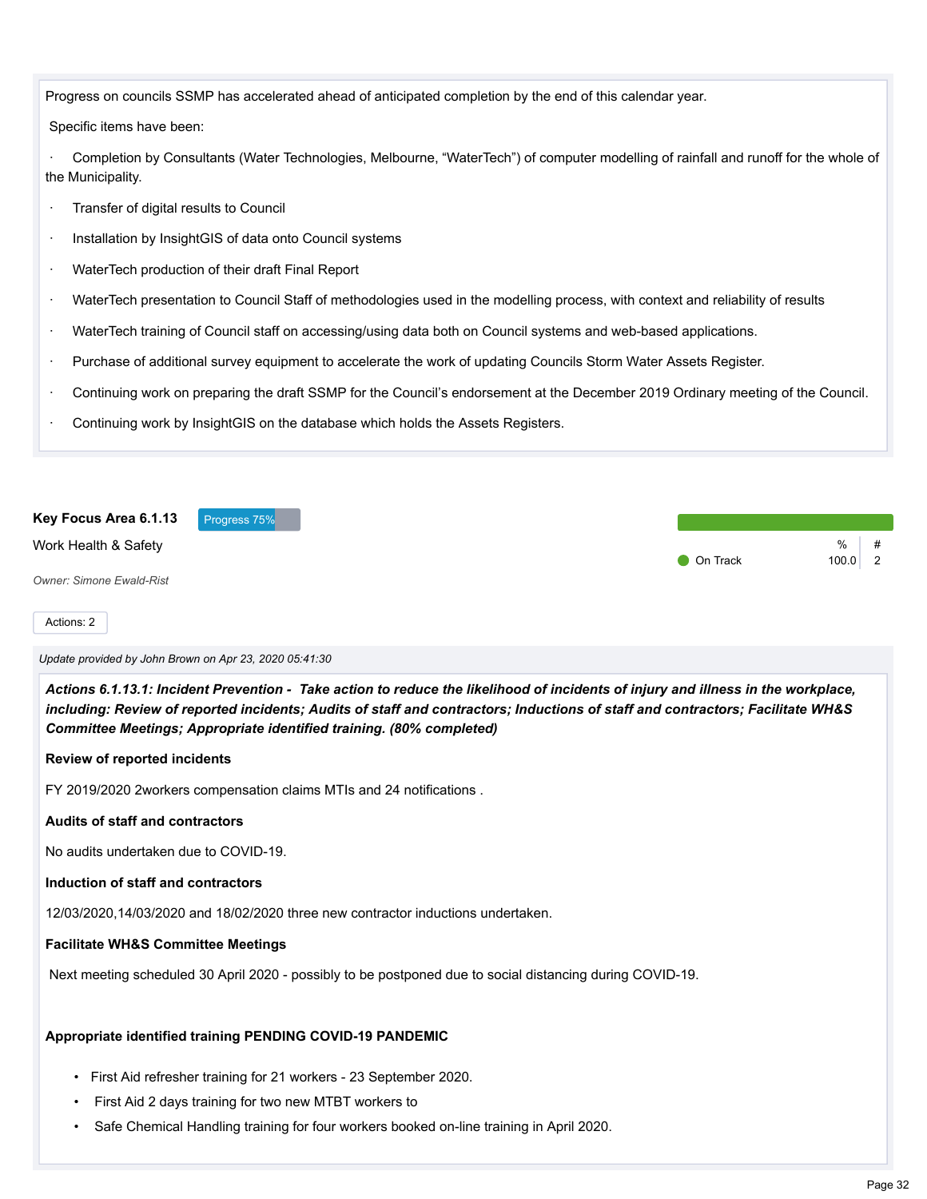Progress on councils SSMP has accelerated ahead of anticipated completion by the end of this calendar year.

Specific items have been:

- Completion by Consultants (Water Technologies, Melbourne, "WaterTech") of computer modelling of rainfall and runoff for the whole of the Municipality.
- Transfer of digital results to Council
- Installation by InsightGIS of data onto Council systems
- WaterTech production of their draft Final Report
- WaterTech presentation to Council Staff of methodologies used in the modelling process, with context and reliability of results
- WaterTech training of Council staff on accessing/using data both on Council systems and web-based applications.
- Purchase of additional survey equipment to accelerate the work of updating Councils Storm Water Assets Register.
- Continuing work on preparing the draft SSMP for the Council's endorsement at the December 2019 Ordinary meeting of the Council.
- Continuing work by InsightGIS on the database which holds the Assets Registers.

## Key Focus Area 6.1.13

Progress 75%

Work Health & Safety

*Owner: Simone Ewald-Rist*

| | % | # |
|---|---|---|
| On Track | 100.0 | 2 |

Actions: 2

*Update provided by John Brown on Apr 23, 2020 05:41:30*

***Actions 6.1.13.1: Incident Prevention - Take action to reduce the likelihood of incidents of injury and illness in the workplace, including: Review of reported incidents; Audits of staff and contractors; Inductions of staff and contractors; Facilitate WH&S Committee Meetings; Appropriate identified training. (80% completed)***

**Review of reported incidents**

FY 2019/2020 2workers compensation claims MTIs and 24 notifications .

**Audits of staff and contractors**

No audits undertaken due to COVID-19.

**Induction of staff and contractors**

12/03/2020,14/03/2020 and 18/02/2020 three new contractor inductions undertaken.

**Facilitate WH&S Committee Meetings**

Next meeting scheduled 30 April 2020 - possibly to be postponed due to social distancing during COVID-19.

**Appropriate identified training PENDING COVID-19 PANDEMIC**

- First Aid refresher training for 21 workers - 23 September 2020.
- First Aid 2 days training for two new MTBT workers to
- Safe Chemical Handling training for four workers booked on-line training in April 2020.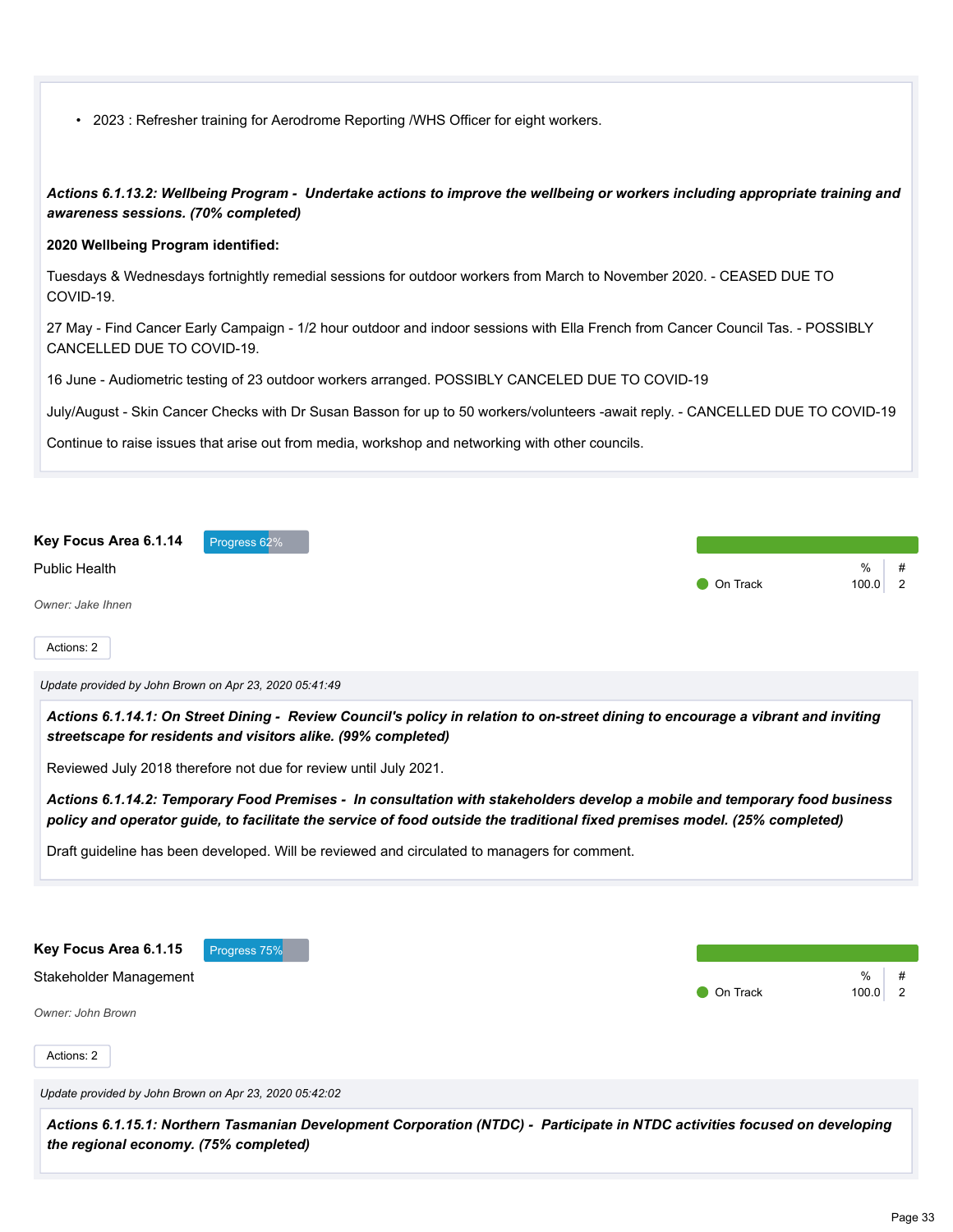- 2023 : Refresher training for Aerodrome Reporting /WHS Officer for eight workers.

***Actions 6.1.13.2: Wellbeing Program - Undertake actions to improve the wellbeing or workers including appropriate training and awareness sessions. (70% completed)***

**2020 Wellbeing Program identified:**

Tuesdays & Wednesdays fortnightly remedial sessions for outdoor workers from March to November 2020. - CEASED DUE TO COVID-19.

27 May - Find Cancer Early Campaign - 1/2 hour outdoor and indoor sessions with Ella French from Cancer Council Tas. - POSSIBLY CANCELLED DUE TO COVID-19.

16 June - Audiometric testing of 23 outdoor workers arranged. POSSIBLY CANCELED DUE TO COVID-19

July/August - Skin Cancer Checks with Dr Susan Basson for up to 50 workers/volunteers -await reply. - CANCELLED DUE TO COVID-19

Continue to raise issues that arise out from media, workshop and networking with other councils.

## Key Focus Area 6.1.14

Progress 62%

Public Health

*Owner: Jake Ihnen*

| | % | # |
|---|---|---|
| On Track | 100.0 | 2 |

Actions: 2

*Update provided by John Brown on Apr 23, 2020 05:41:49*

***Actions 6.1.14.1: On Street Dining - Review Council's policy in relation to on-street dining to encourage a vibrant and inviting streetscape for residents and visitors alike. (99% completed)***

Reviewed July 2018 therefore not due for review until July 2021.

***Actions 6.1.14.2: Temporary Food Premises - In consultation with stakeholders develop a mobile and temporary food business policy and operator guide, to facilitate the service of food outside the traditional fixed premises model. (25% completed)***

Draft guideline has been developed. Will be reviewed and circulated to managers for comment.

## Key Focus Area 6.1.15

Progress 75%

Stakeholder Management

*Owner: John Brown*

| | % | # |
|---|---|---|
| On Track | 100.0 | 2 |

Actions: 2

*Update provided by John Brown on Apr 23, 2020 05:42:02*

***Actions 6.1.15.1: Northern Tasmanian Development Corporation (NTDC) - Participate in NTDC activities focused on developing the regional economy. (75% completed)***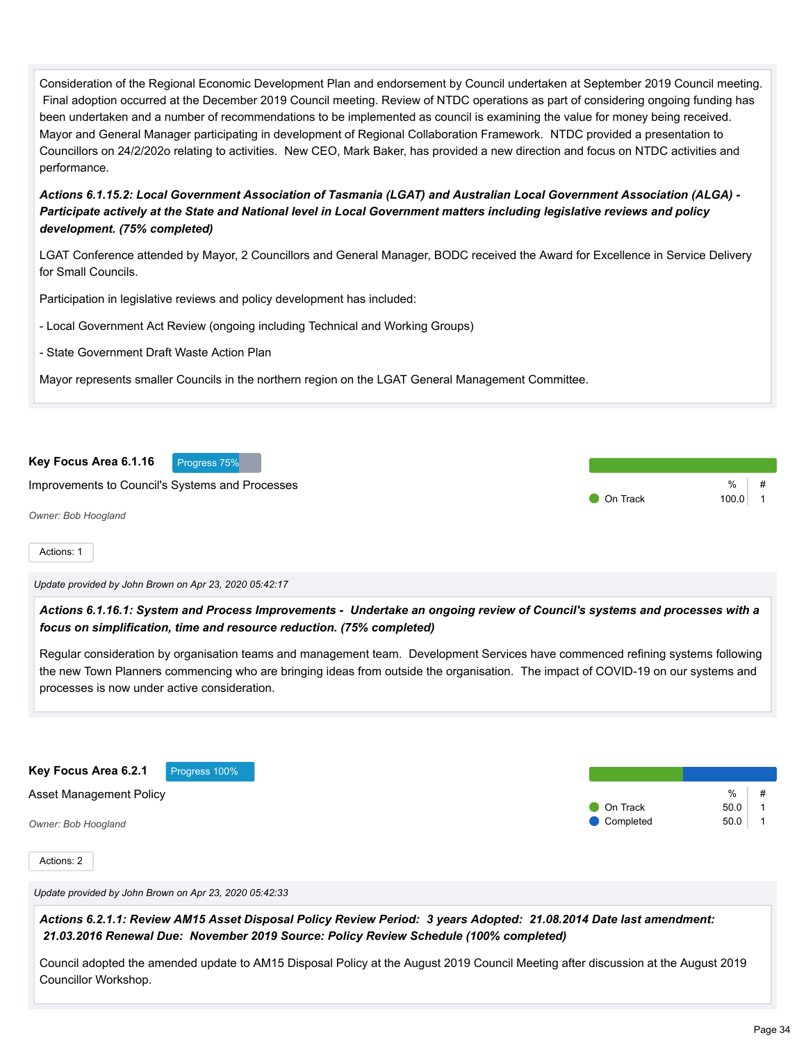Consideration of the Regional Economic Development Plan and endorsement by Council undertaken at September 2019 Council meeting. Final adoption occurred at the December 2019 Council meeting. Review of NTDC operations as part of considering ongoing funding has been undertaken and a number of recommendations to be implemented as council is examining the value for money being received. Mayor and General Manager participating in development of Regional Collaboration Framework. NTDC provided a presentation to Councillors on 24/2/202o relating to activities. New CEO, Mark Baker, has provided a new direction and focus on NTDC activities and performance.

***Actions 6.1.15.2: Local Government Association of Tasmania (LGAT) and Australian Local Government Association (ALGA) - Participate actively at the State and National level in Local Government matters including legislative reviews and policy development. (75% completed)***

LGAT Conference attended by Mayor, 2 Councillors and General Manager, BODC received the Award for Excellence in Service Delivery for Small Councils.

Participation in legislative reviews and policy development has included:

- Local Government Act Review (ongoing including Technical and Working Groups)

- State Government Draft Waste Action Plan

Mayor represents smaller Councils in the northern region on the LGAT General Management Committee.

## Key Focus Area 6.1.16

Progress 75%

Improvements to Council's Systems and Processes

*Owner: Bob Hoogland*

| | % | # |
|---|---|---|
| On Track | 100.0 | 1 |

Actions: 1

*Update provided by John Brown on Apr 23, 2020 05:42:17*

***Actions 6.1.16.1: System and Process Improvements - Undertake an ongoing review of Council's systems and processes with a focus on simplification, time and resource reduction. (75% completed)***

Regular consideration by organisation teams and management team. Development Services have commenced refining systems following the new Town Planners commencing who are bringing ideas from outside the organisation. The impact of COVID-19 on our systems and processes is now under active consideration.

## Key Focus Area 6.2.1

Progress 100%

Asset Management Policy

*Owner: Bob Hoogland*

| | % | # |
|---|---|---|
| On Track | 50.0 | 1 |
| Completed | 50.0 | 1 |

Actions: 2

*Update provided by John Brown on Apr 23, 2020 05:42:33*

***Actions 6.2.1.1: Review AM15 Asset Disposal Policy Review Period: 3 years Adopted: 21.08.2014 Date last amendment: 21.03.2016 Renewal Due: November 2019 Source: Policy Review Schedule (100% completed)***

Council adopted the amended update to AM15 Disposal Policy at the August 2019 Council Meeting after discussion at the August 2019 Councillor Workshop.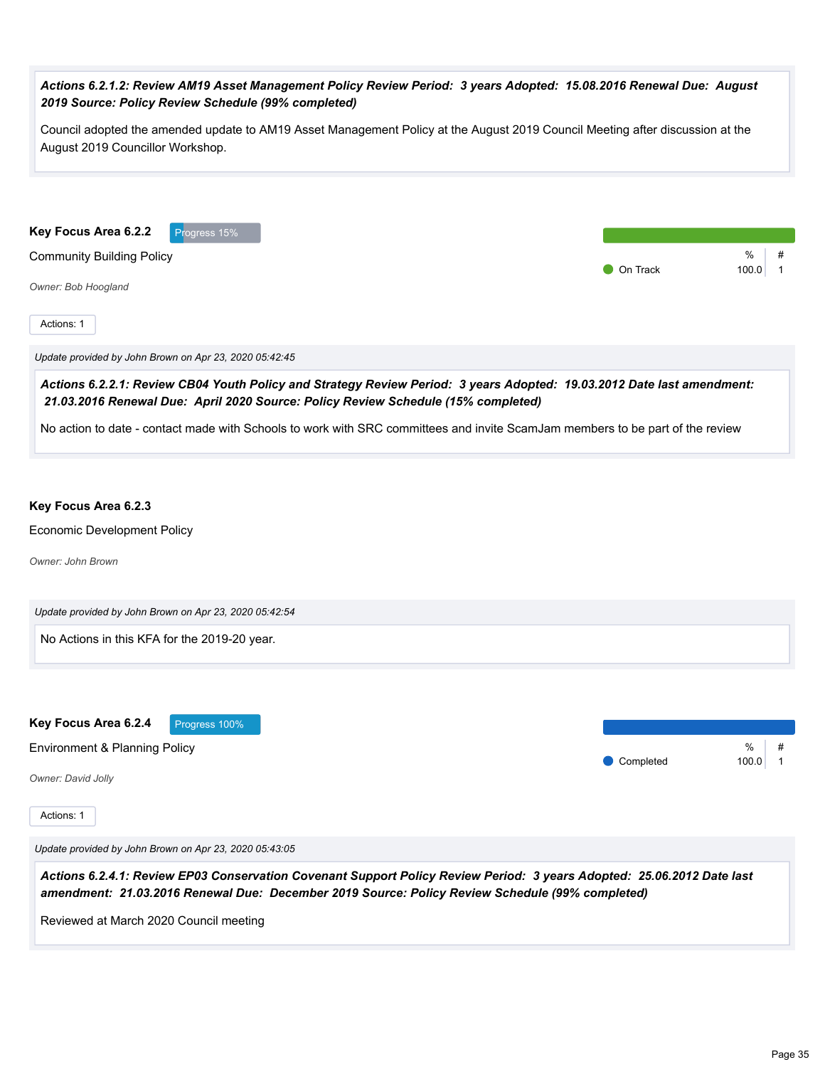***Actions 6.2.1.2: Review AM19 Asset Management Policy Review Period: 3 years Adopted: 15.08.2016 Renewal Due: August 2019 Source: Policy Review Schedule (99% completed)***

Council adopted the amended update to AM19 Asset Management Policy at the August 2019 Council Meeting after discussion at the August 2019 Councillor Workshop.

**Key Focus Area 6.2.2** Progress 15%

Community Building Policy

*Owner: Bob Hoogland*

| Status | % | # |
|---|---|---|
| On Track | 100.0 | 1 |

Actions: 1

*Update provided by John Brown on Apr 23, 2020 05:42:45*

***Actions 6.2.2.1: Review CB04 Youth Policy and Strategy Review Period: 3 years Adopted: 19.03.2012 Date last amendment: 21.03.2016 Renewal Due: April 2020 Source: Policy Review Schedule (15% completed)***

No action to date - contact made with Schools to work with SRC committees and invite ScamJam members to be part of the review

**Key Focus Area 6.2.3**

Economic Development Policy

*Owner: John Brown*

*Update provided by John Brown on Apr 23, 2020 05:42:54*

No Actions in this KFA for the 2019-20 year.

**Key Focus Area 6.2.4** Progress 100%

Environment & Planning Policy

*Owner: David Jolly*

| Status | % | # |
|---|---|---|
| Completed | 100.0 | 1 |

Actions: 1

*Update provided by John Brown on Apr 23, 2020 05:43:05*

***Actions 6.2.4.1: Review EP03 Conservation Covenant Support Policy Review Period: 3 years Adopted: 25.06.2012 Date last amendment: 21.03.2016 Renewal Due: December 2019 Source: Policy Review Schedule (99% completed)***

Reviewed at March 2020 Council meeting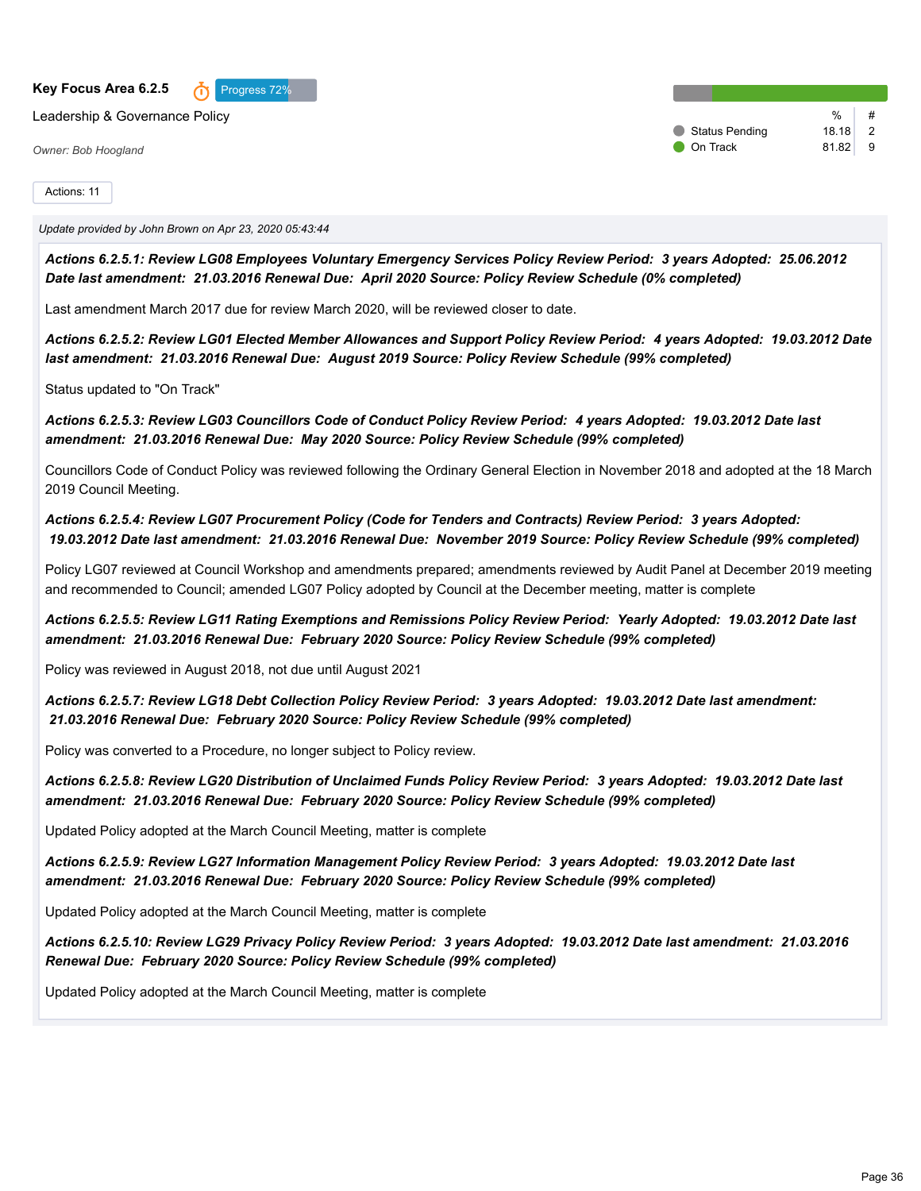**Key Focus Area 6.2.5** Progress 72%

Leadership & Governance Policy

*Owner: Bob Hoogland*

| | % | # |
|---|---|---|
| Status Pending | 18.18 | 2 |
| On Track | 81.82 | 9 |

Actions: 11

*Update provided by John Brown on Apr 23, 2020 05:43:44*

***Actions 6.2.5.1: Review LG08 Employees Voluntary Emergency Services Policy Review Period: 3 years Adopted: 25.06.2012 Date last amendment: 21.03.2016 Renewal Due: April 2020 Source: Policy Review Schedule (0% completed)***

Last amendment March 2017 due for review March 2020, will be reviewed closer to date.

***Actions 6.2.5.2: Review LG01 Elected Member Allowances and Support Policy Review Period: 4 years Adopted: 19.03.2012 Date last amendment: 21.03.2016 Renewal Due: August 2019 Source: Policy Review Schedule (99% completed)***

Status updated to "On Track"

***Actions 6.2.5.3: Review LG03 Councillors Code of Conduct Policy Review Period: 4 years Adopted: 19.03.2012 Date last amendment: 21.03.2016 Renewal Due: May 2020 Source: Policy Review Schedule (99% completed)***

Councillors Code of Conduct Policy was reviewed following the Ordinary General Election in November 2018 and adopted at the 18 March 2019 Council Meeting.

***Actions 6.2.5.4: Review LG07 Procurement Policy (Code for Tenders and Contracts) Review Period: 3 years Adopted: 19.03.2012 Date last amendment: 21.03.2016 Renewal Due: November 2019 Source: Policy Review Schedule (99% completed)***

Policy LG07 reviewed at Council Workshop and amendments prepared; amendments reviewed by Audit Panel at December 2019 meeting and recommended to Council; amended LG07 Policy adopted by Council at the December meeting, matter is complete

***Actions 6.2.5.5: Review LG11 Rating Exemptions and Remissions Policy Review Period: Yearly Adopted: 19.03.2012 Date last amendment: 21.03.2016 Renewal Due: February 2020 Source: Policy Review Schedule (99% completed)***

Policy was reviewed in August 2018, not due until August 2021

***Actions 6.2.5.7: Review LG18 Debt Collection Policy Review Period: 3 years Adopted: 19.03.2012 Date last amendment: 21.03.2016 Renewal Due: February 2020 Source: Policy Review Schedule (99% completed)***

Policy was converted to a Procedure, no longer subject to Policy review.

***Actions 6.2.5.8: Review LG20 Distribution of Unclaimed Funds Policy Review Period: 3 years Adopted: 19.03.2012 Date last amendment: 21.03.2016 Renewal Due: February 2020 Source: Policy Review Schedule (99% completed)***

Updated Policy adopted at the March Council Meeting, matter is complete

***Actions 6.2.5.9: Review LG27 Information Management Policy Review Period: 3 years Adopted: 19.03.2012 Date last amendment: 21.03.2016 Renewal Due: February 2020 Source: Policy Review Schedule (99% completed)***

Updated Policy adopted at the March Council Meeting, matter is complete

***Actions 6.2.5.10: Review LG29 Privacy Policy Review Period: 3 years Adopted: 19.03.2012 Date last amendment: 21.03.2016 Renewal Due: February 2020 Source: Policy Review Schedule (99% completed)***

Updated Policy adopted at the March Council Meeting, matter is complete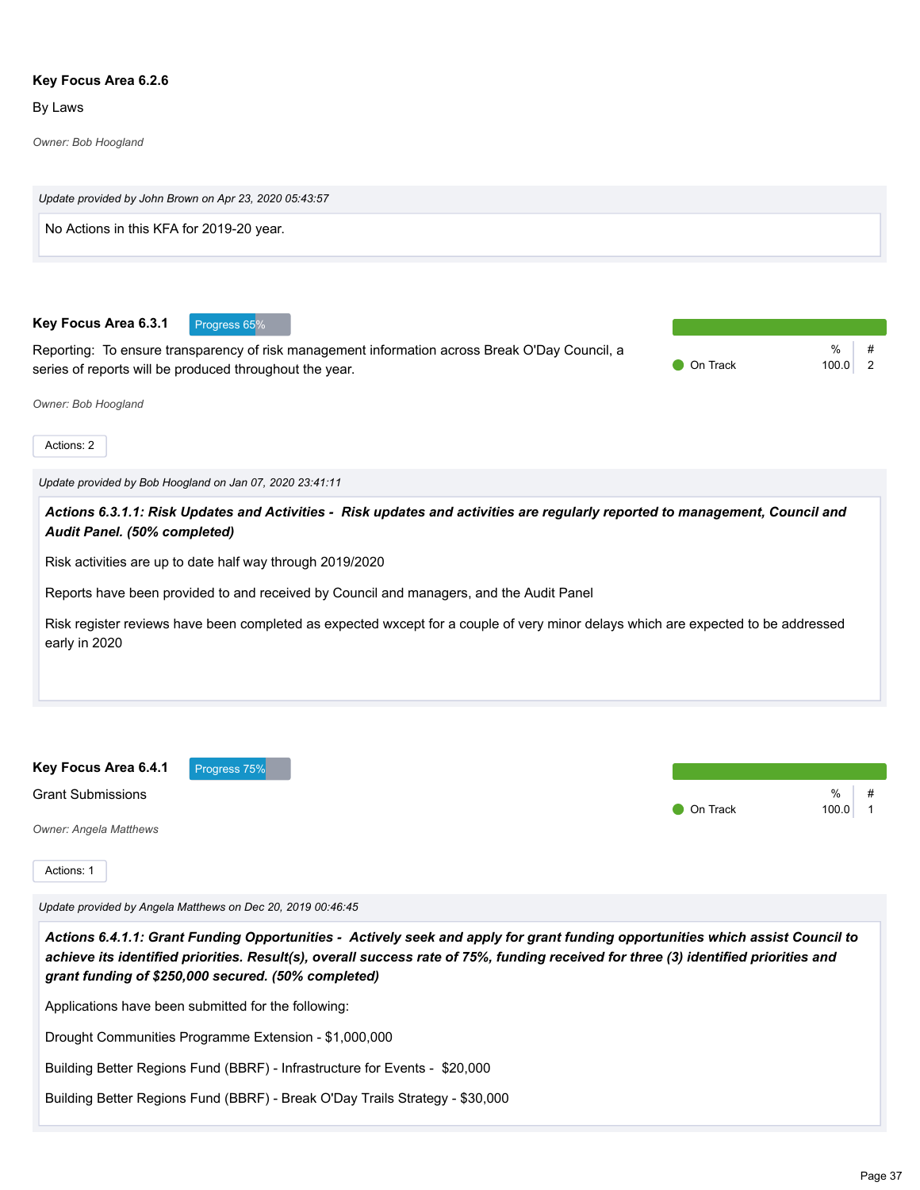### Key Focus Area 6.2.6

By Laws

*Owner: Bob Hoogland*

*Update provided by John Brown on Apr 23, 2020 05:43:57*

No Actions in this KFA for 2019-20 year.

### Key Focus Area 6.3.1

Progress 65%

Reporting: To ensure transparency of risk management information across Break O'Day Council, a series of reports will be produced throughout the year.

| | % | # |
|---|---|---|
| On Track | 100.0 | 2 |

*Owner: Bob Hoogland*

Actions: 2

*Update provided by Bob Hoogland on Jan 07, 2020 23:41:11*

***Actions 6.3.1.1: Risk Updates and Activities - Risk updates and activities are regularly reported to management, Council and Audit Panel. (50% completed)***

Risk activities are up to date half way through 2019/2020

Reports have been provided to and received by Council and managers, and the Audit Panel

Risk register reviews have been completed as expected wxcept for a couple of very minor delays which are expected to be addressed early in 2020

### Key Focus Area 6.4.1

Progress 75%

Grant Submissions

| | % | # |
|---|---|---|
| On Track | 100.0 | 1 |

*Owner: Angela Matthews*

Actions: 1

*Update provided by Angela Matthews on Dec 20, 2019 00:46:45*

***Actions 6.4.1.1: Grant Funding Opportunities - Actively seek and apply for grant funding opportunities which assist Council to achieve its identified priorities. Result(s), overall success rate of 75%, funding received for three (3) identified priorities and grant funding of $250,000 secured. (50% completed)***

Applications have been submitted for the following:

Drought Communities Programme Extension - $1,000,000

Building Better Regions Fund (BBRF) - Infrastructure for Events - $20,000

Building Better Regions Fund (BBRF) - Break O'Day Trails Strategy - $30,000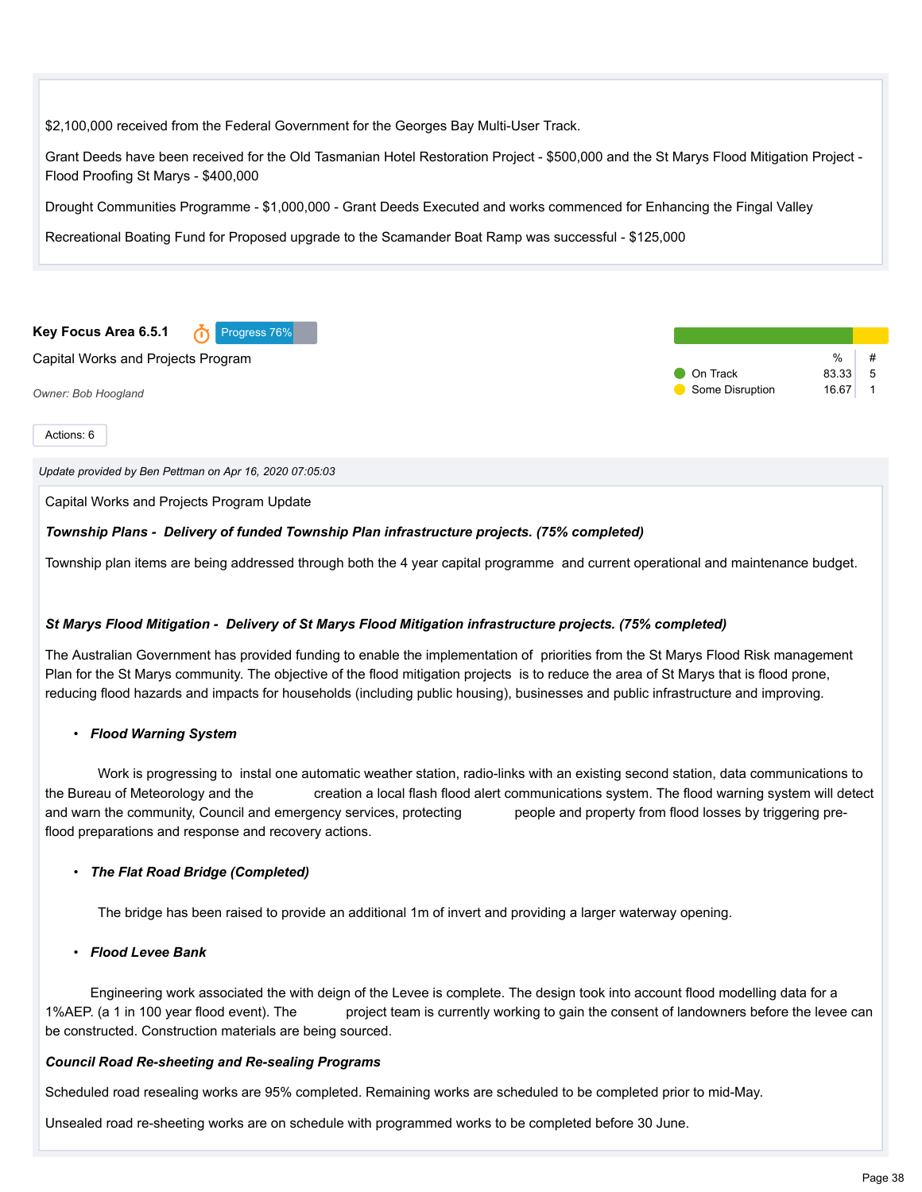$2,100,000 received from the Federal Government for the Georges Bay Multi-User Track.

Grant Deeds have been received for the Old Tasmanian Hotel Restoration Project - $500,000 and the St Marys Flood Mitigation Project - Flood Proofing St Marys - $400,000

Drought Communities Programme - $1,000,000 - Grant Deeds Executed and works commenced for Enhancing the Fingal Valley

Recreational Boating Fund for Proposed upgrade to the Scamander Boat Ramp was successful - $125,000

**Key Focus Area 6.5.1** Progress 76%

Capital Works and Projects Program

*Owner: Bob Hoogland*

| | % | # |
|---|---|---|
| On Track | 83.33 | 5 |
| Some Disruption | 16.67 | 1 |

Actions: 6

*Update provided by Ben Pettman on Apr 16, 2020 07:05:03*

Capital Works and Projects Program Update

***Township Plans - Delivery of funded Township Plan infrastructure projects. (75% completed)***

Township plan items are being addressed through both the 4 year capital programme and current operational and maintenance budget.

***St Marys Flood Mitigation - Delivery of St Marys Flood Mitigation infrastructure projects. (75% completed)***

The Australian Government has provided funding to enable the implementation of priorities from the St Marys Flood Risk management Plan for the St Marys community. The objective of the flood mitigation projects is to reduce the area of St Marys that is flood prone, reducing flood hazards and impacts for households (including public housing), businesses and public infrastructure and improving.

- ***Flood Warning System***

Work is progressing to instal one automatic weather station, radio-links with an existing second station, data communications to the Bureau of Meteorology and the creation a local flash flood alert communications system. The flood warning system will detect and warn the community, Council and emergency services, protecting people and property from flood losses by triggering pre-flood preparations and response and recovery actions.

- ***The Flat Road Bridge (Completed)***

The bridge has been raised to provide an additional 1m of invert and providing a larger waterway opening.

- ***Flood Levee Bank***

Engineering work associated the with deign of the Levee is complete. The design took into account flood modelling data for a 1%AEP. (a 1 in 100 year flood event). The project team is currently working to gain the consent of landowners before the levee can be constructed. Construction materials are being sourced.

***Council Road Re-sheeting and Re-sealing Programs***

Scheduled road resealing works are 95% completed. Remaining works are scheduled to be completed prior to mid-May.

Unsealed road re-sheeting works are on schedule with programmed works to be completed before 30 June.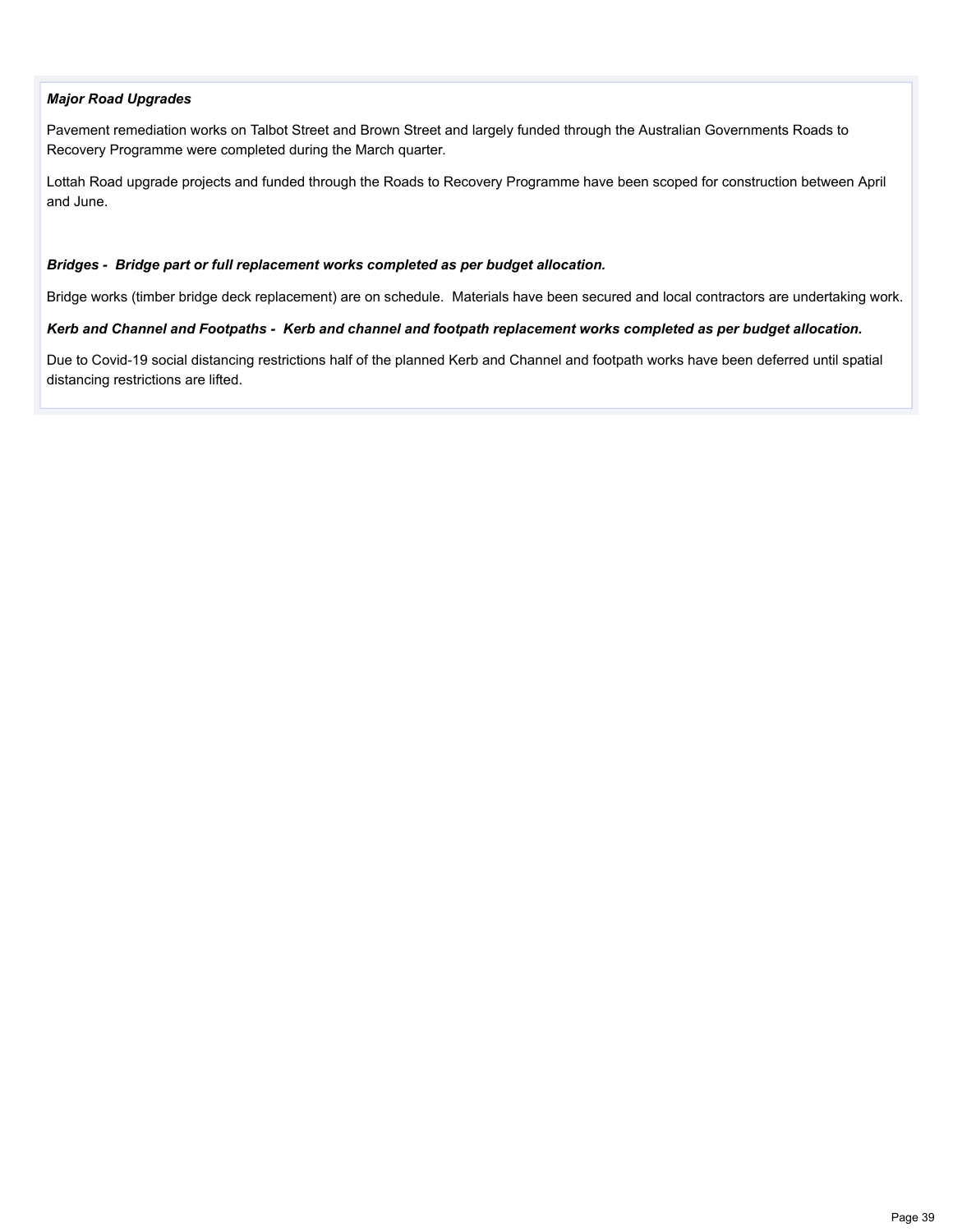***Major Road Upgrades***

Pavement remediation works on Talbot Street and Brown Street and largely funded through the Australian Governments Roads to Recovery Programme were completed during the March quarter.

Lottah Road upgrade projects and funded through the Roads to Recovery Programme have been scoped for construction between April and June.

***Bridges - Bridge part or full replacement works completed as per budget allocation.***

Bridge works (timber bridge deck replacement) are on schedule. Materials have been secured and local contractors are undertaking work.

***Kerb and Channel and Footpaths - Kerb and channel and footpath replacement works completed as per budget allocation.***

Due to Covid-19 social distancing restrictions half of the planned Kerb and Channel and footpath works have been deferred until spatial distancing restrictions are lifted.